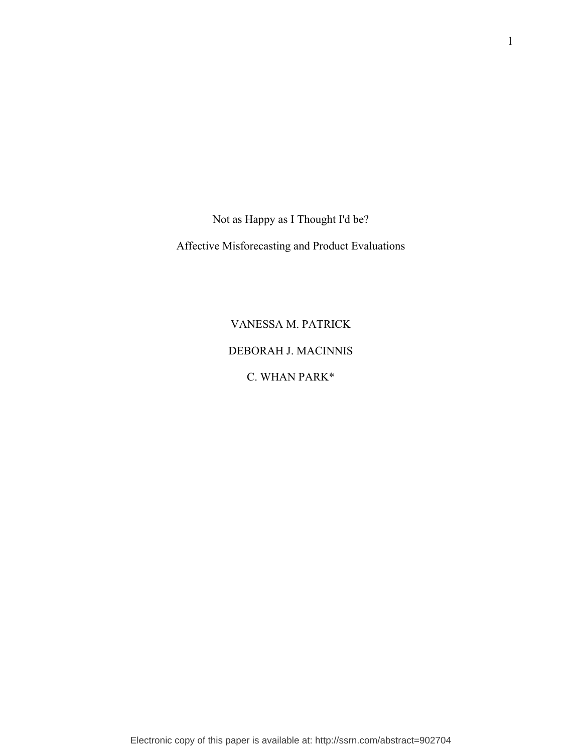# Not as Happy as I Thought I'd be?

## Affective Misforecasting and Product Evaluations

VANESSA M. PATRICK

DEBORAH J. MACINNIS

C. WHAN PARK*

Electronic copy of this paper is available at: http://ssrn.com/abstract=902704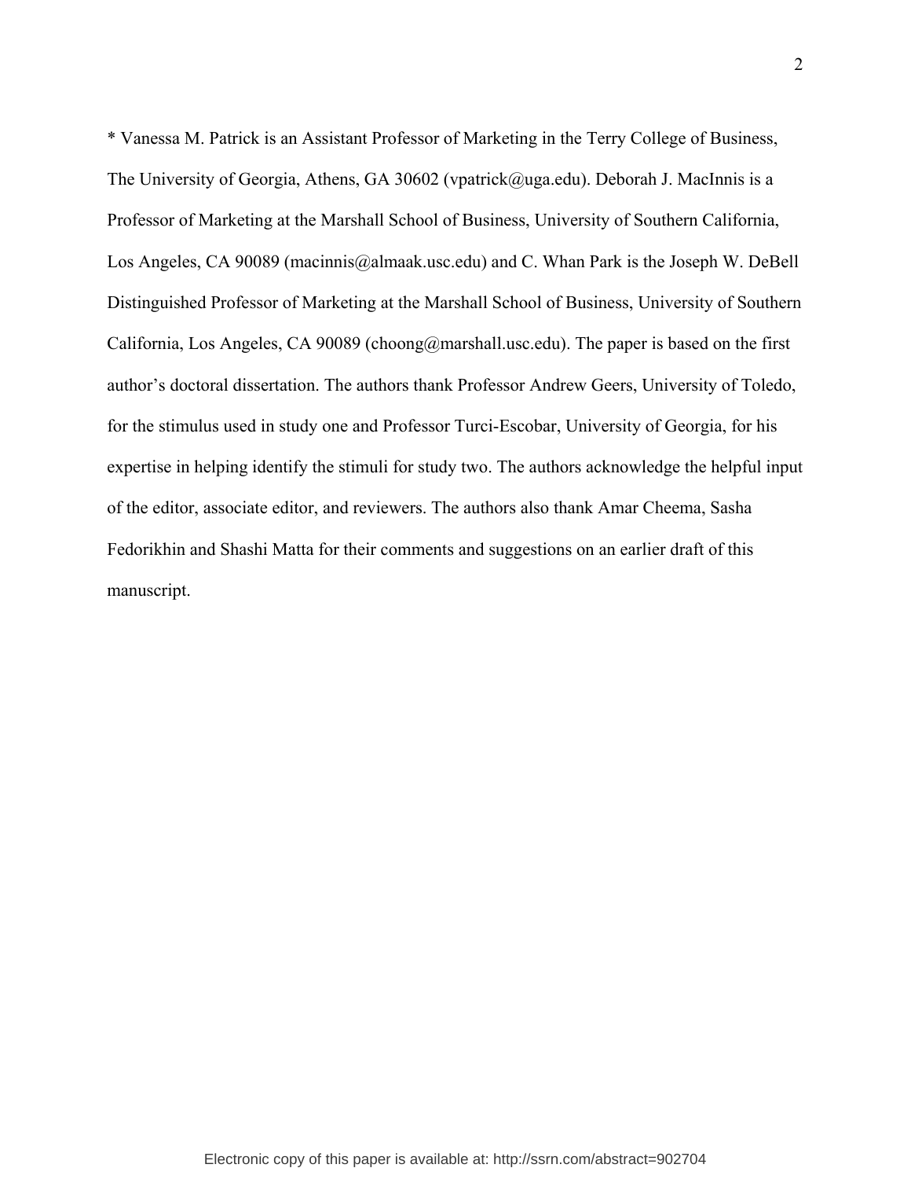* Vanessa M. Patrick is an Assistant Professor of Marketing in the Terry College of Business, The University of Georgia, Athens, GA 30602 (vpatrick@uga.edu). Deborah J. MacInnis is a Professor of Marketing at the Marshall School of Business, University of Southern California, Los Angeles, CA 90089 (macinnis@almaak.usc.edu) and C. Whan Park is the Joseph W. DeBell Distinguished Professor of Marketing at the Marshall School of Business, University of Southern California, Los Angeles, CA 90089 (choong@marshall.usc.edu). The paper is based on the first author's doctoral dissertation. The authors thank Professor Andrew Geers, University of Toledo, for the stimulus used in study one and Professor Turci-Escobar, University of Georgia, for his expertise in helping identify the stimuli for study two. The authors acknowledge the helpful input of the editor, associate editor, and reviewers. The authors also thank Amar Cheema, Sasha Fedorikhin and Shashi Matta for their comments and suggestions on an earlier draft of this manuscript.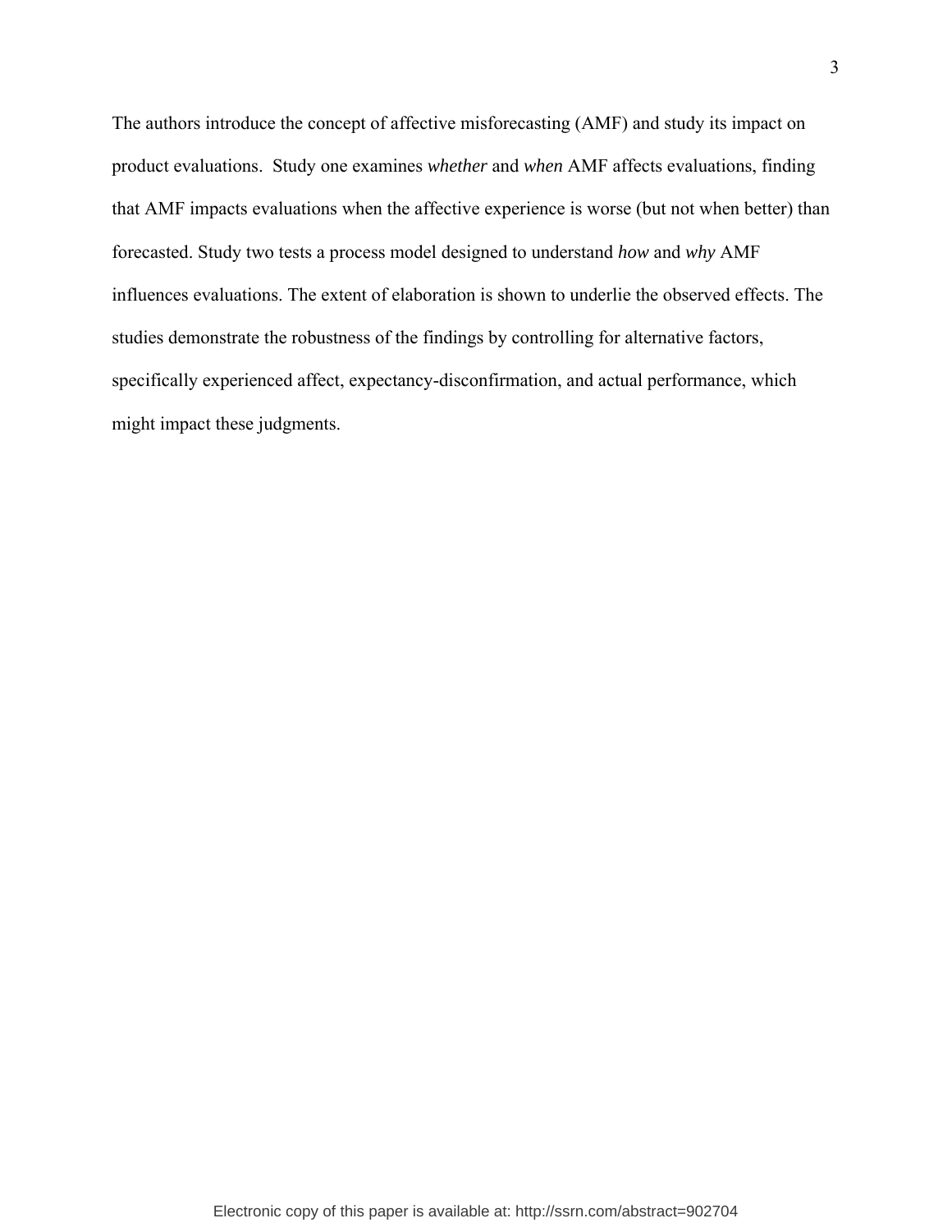The authors introduce the concept of affective misforecasting (AMF) and study its impact on product evaluations. Study one examines *whether* and *when* AMF affects evaluations, finding that AMF impacts evaluations when the affective experience is worse (but not when better) than forecasted. Study two tests a process model designed to understand *how* and *why* AMF influences evaluations. The extent of elaboration is shown to underlie the observed effects. The studies demonstrate the robustness of the findings by controlling for alternative factors, specifically experienced affect, expectancy-disconfirmation, and actual performance, which might impact these judgments.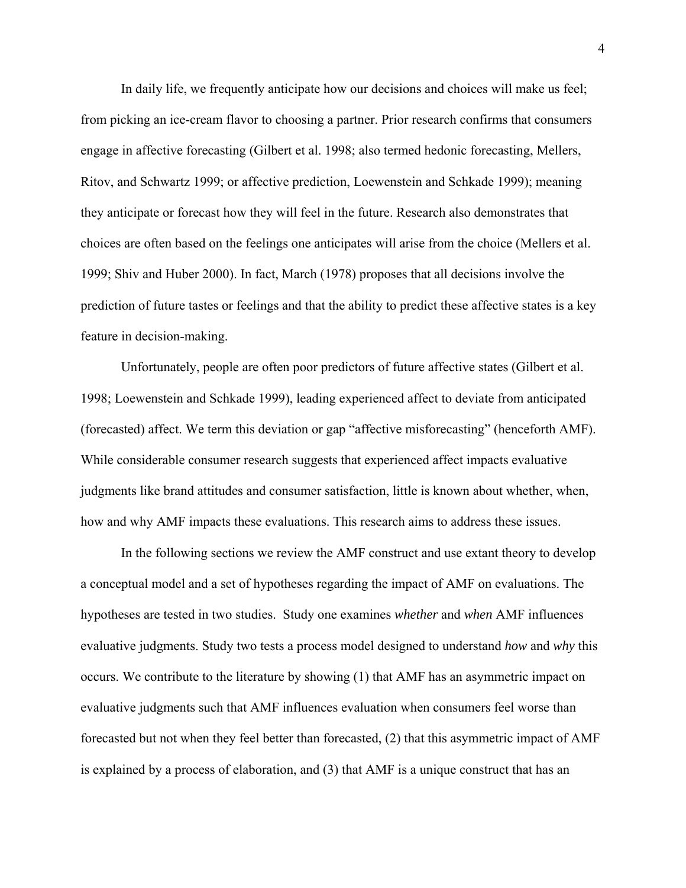In daily life, we frequently anticipate how our decisions and choices will make us feel; from picking an ice-cream flavor to choosing a partner. Prior research confirms that consumers engage in affective forecasting (Gilbert et al. 1998; also termed hedonic forecasting, Mellers, Ritov, and Schwartz 1999; or affective prediction, Loewenstein and Schkade 1999); meaning they anticipate or forecast how they will feel in the future. Research also demonstrates that choices are often based on the feelings one anticipates will arise from the choice (Mellers et al. 1999; Shiv and Huber 2000). In fact, March (1978) proposes that all decisions involve the prediction of future tastes or feelings and that the ability to predict these affective states is a key feature in decision-making.

Unfortunately, people are often poor predictors of future affective states (Gilbert et al. 1998; Loewenstein and Schkade 1999), leading experienced affect to deviate from anticipated (forecasted) affect. We term this deviation or gap "affective misforecasting" (henceforth AMF). While considerable consumer research suggests that experienced affect impacts evaluative judgments like brand attitudes and consumer satisfaction, little is known about whether, when, how and why AMF impacts these evaluations. This research aims to address these issues.

In the following sections we review the AMF construct and use extant theory to develop a conceptual model and a set of hypotheses regarding the impact of AMF on evaluations. The hypotheses are tested in two studies. Study one examines *whether* and *when* AMF influences evaluative judgments. Study two tests a process model designed to understand *how* and *why* this occurs. We contribute to the literature by showing (1) that AMF has an asymmetric impact on evaluative judgments such that AMF influences evaluation when consumers feel worse than forecasted but not when they feel better than forecasted, (2) that this asymmetric impact of AMF is explained by a process of elaboration, and (3) that AMF is a unique construct that has an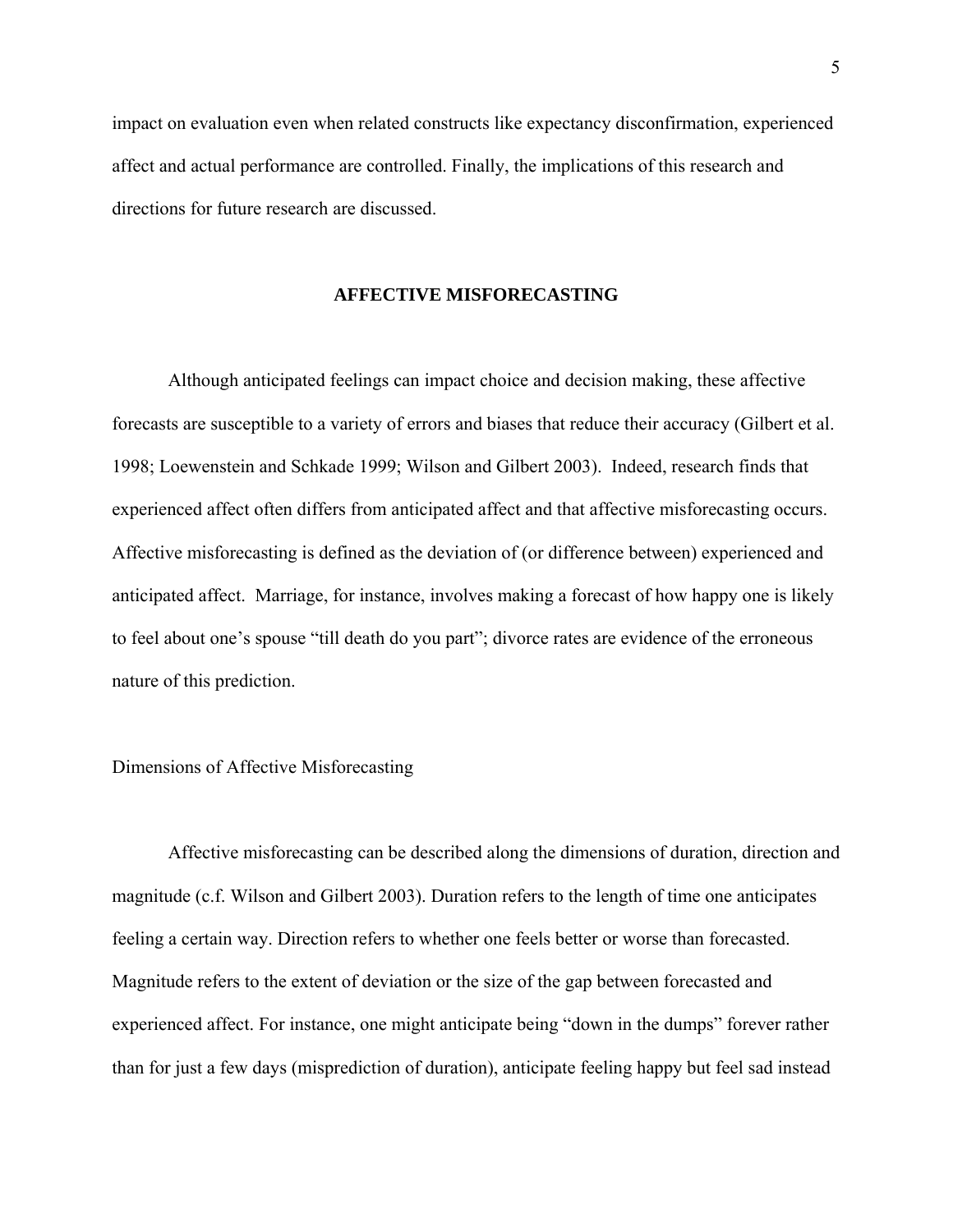impact on evaluation even when related constructs like expectancy disconfirmation, experienced affect and actual performance are controlled. Finally, the implications of this research and directions for future research are discussed.

## AFFECTIVE MISFORECASTING

Although anticipated feelings can impact choice and decision making, these affective forecasts are susceptible to a variety of errors and biases that reduce their accuracy (Gilbert et al. 1998; Loewenstein and Schkade 1999; Wilson and Gilbert 2003). Indeed, research finds that experienced affect often differs from anticipated affect and that affective misforecasting occurs. Affective misforecasting is defined as the deviation of (or difference between) experienced and anticipated affect. Marriage, for instance, involves making a forecast of how happy one is likely to feel about one's spouse "till death do you part"; divorce rates are evidence of the erroneous nature of this prediction.

### Dimensions of Affective Misforecasting

Affective misforecasting can be described along the dimensions of duration, direction and magnitude (c.f. Wilson and Gilbert 2003). Duration refers to the length of time one anticipates feeling a certain way. Direction refers to whether one feels better or worse than forecasted. Magnitude refers to the extent of deviation or the size of the gap between forecasted and experienced affect. For instance, one might anticipate being "down in the dumps" forever rather than for just a few days (misprediction of duration), anticipate feeling happy but feel sad instead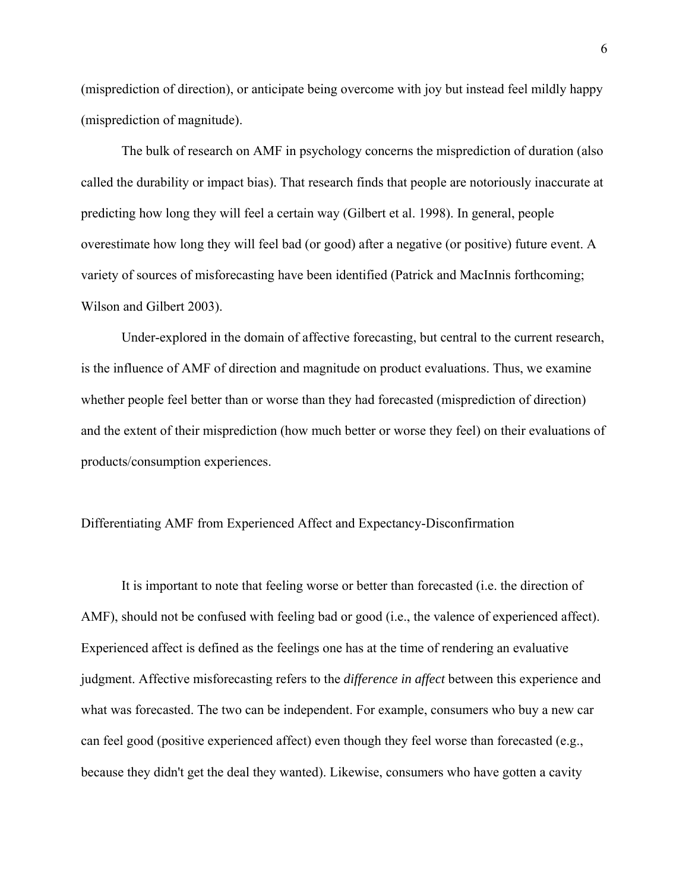(misprediction of direction), or anticipate being overcome with joy but instead feel mildly happy (misprediction of magnitude).

The bulk of research on AMF in psychology concerns the misprediction of duration (also called the durability or impact bias). That research finds that people are notoriously inaccurate at predicting how long they will feel a certain way (Gilbert et al. 1998). In general, people overestimate how long they will feel bad (or good) after a negative (or positive) future event. A variety of sources of misforecasting have been identified (Patrick and MacInnis forthcoming; Wilson and Gilbert 2003).

Under-explored in the domain of affective forecasting, but central to the current research, is the influence of AMF of direction and magnitude on product evaluations. Thus, we examine whether people feel better than or worse than they had forecasted (misprediction of direction) and the extent of their misprediction (how much better or worse they feel) on their evaluations of products/consumption experiences.

## Differentiating AMF from Experienced Affect and Expectancy-Disconfirmation

It is important to note that feeling worse or better than forecasted (i.e. the direction of AMF), should not be confused with feeling bad or good (i.e., the valence of experienced affect). Experienced affect is defined as the feelings one has at the time of rendering an evaluative judgment. Affective misforecasting refers to the *difference in affect* between this experience and what was forecasted. The two can be independent. For example, consumers who buy a new car can feel good (positive experienced affect) even though they feel worse than forecasted (e.g., because they didn't get the deal they wanted). Likewise, consumers who have gotten a cavity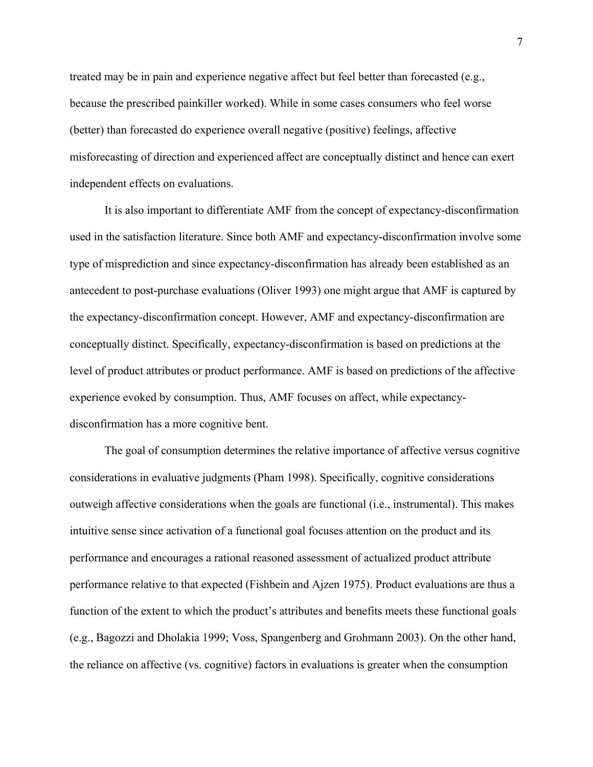treated may be in pain and experience negative affect but feel better than forecasted (e.g., because the prescribed painkiller worked). While in some cases consumers who feel worse (better) than forecasted do experience overall negative (positive) feelings, affective misforecasting of direction and experienced affect are conceptually distinct and hence can exert independent effects on evaluations.

It is also important to differentiate AMF from the concept of expectancy-disconfirmation used in the satisfaction literature. Since both AMF and expectancy-disconfirmation involve some type of misprediction and since expectancy-disconfirmation has already been established as an antecedent to post-purchase evaluations (Oliver 1993) one might argue that AMF is captured by the expectancy-disconfirmation concept. However, AMF and expectancy-disconfirmation are conceptually distinct. Specifically, expectancy-disconfirmation is based on predictions at the level of product attributes or product performance. AMF is based on predictions of the affective experience evoked by consumption. Thus, AMF focuses on affect, while expectancy-disconfirmation has a more cognitive bent.

The goal of consumption determines the relative importance of affective versus cognitive considerations in evaluative judgments (Pham 1998). Specifically, cognitive considerations outweigh affective considerations when the goals are functional (i.e., instrumental). This makes intuitive sense since activation of a functional goal focuses attention on the product and its performance and encourages a rational reasoned assessment of actualized product attribute performance relative to that expected (Fishbein and Ajzen 1975). Product evaluations are thus a function of the extent to which the product's attributes and benefits meets these functional goals (e.g., Bagozzi and Dholakia 1999; Voss, Spangenberg and Grohmann 2003). On the other hand, the reliance on affective (vs. cognitive) factors in evaluations is greater when the consumption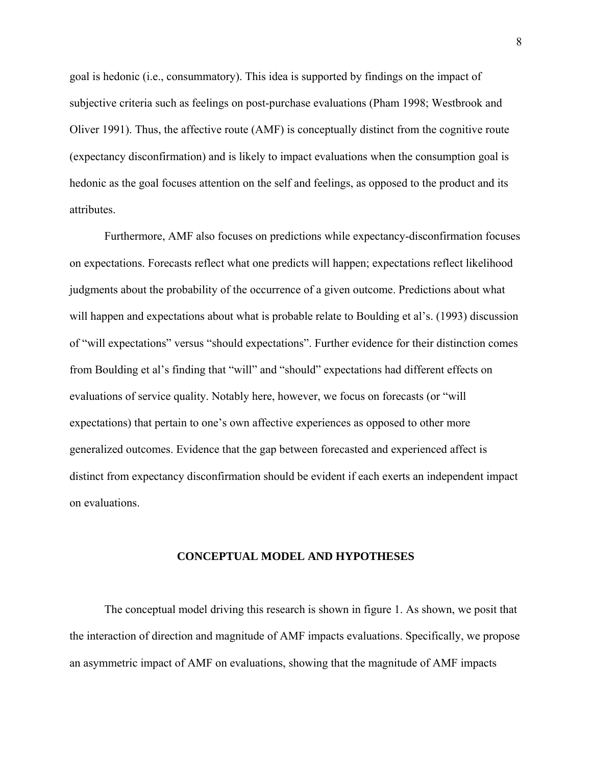goal is hedonic (i.e., consummatory). This idea is supported by findings on the impact of subjective criteria such as feelings on post-purchase evaluations (Pham 1998; Westbrook and Oliver 1991). Thus, the affective route (AMF) is conceptually distinct from the cognitive route (expectancy disconfirmation) and is likely to impact evaluations when the consumption goal is hedonic as the goal focuses attention on the self and feelings, as opposed to the product and its attributes.

Furthermore, AMF also focuses on predictions while expectancy-disconfirmation focuses on expectations. Forecasts reflect what one predicts will happen; expectations reflect likelihood judgments about the probability of the occurrence of a given outcome. Predictions about what will happen and expectations about what is probable relate to Boulding et al's. (1993) discussion of "will expectations" versus "should expectations". Further evidence for their distinction comes from Boulding et al's finding that "will" and "should" expectations had different effects on evaluations of service quality. Notably here, however, we focus on forecasts (or "will expectations) that pertain to one's own affective experiences as opposed to other more generalized outcomes. Evidence that the gap between forecasted and experienced affect is distinct from expectancy disconfirmation should be evident if each exerts an independent impact on evaluations.

## CONCEPTUAL MODEL AND HYPOTHESES

The conceptual model driving this research is shown in figure 1. As shown, we posit that the interaction of direction and magnitude of AMF impacts evaluations. Specifically, we propose an asymmetric impact of AMF on evaluations, showing that the magnitude of AMF impacts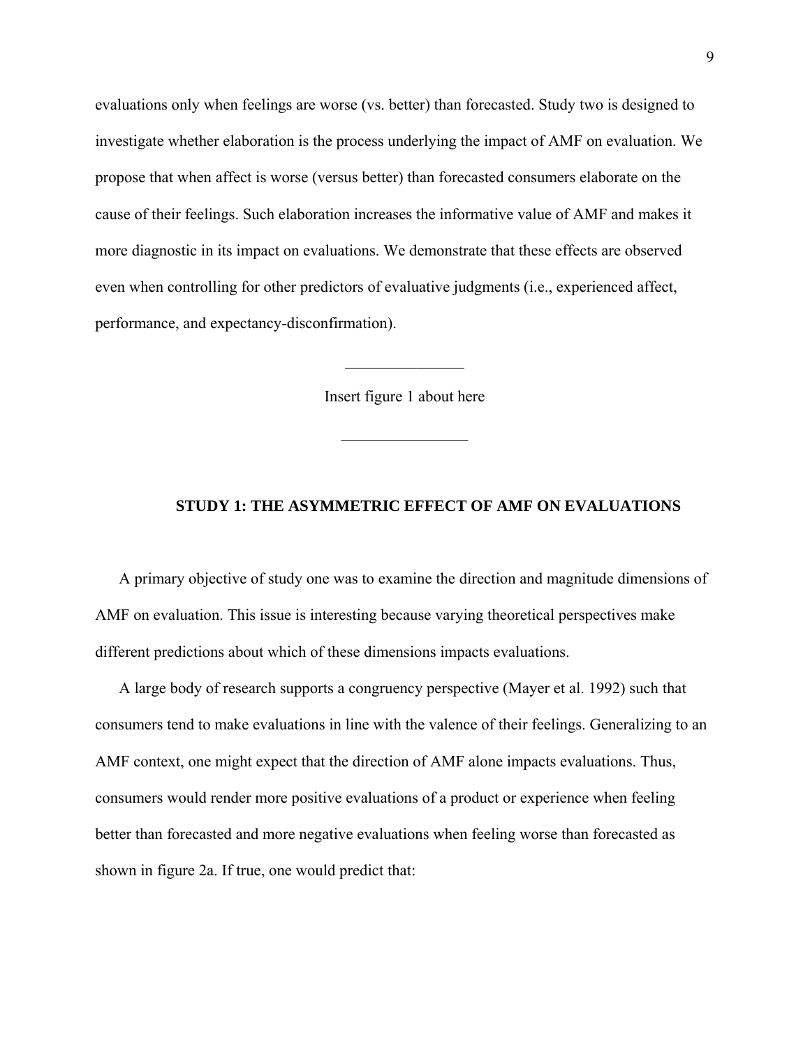evaluations only when feelings are worse (vs. better) than forecasted. Study two is designed to investigate whether elaboration is the process underlying the impact of AMF on evaluation. We propose that when affect is worse (versus better) than forecasted consumers elaborate on the cause of their feelings. Such elaboration increases the informative value of AMF and makes it more diagnostic in its impact on evaluations. We demonstrate that these effects are observed even when controlling for other predictors of evaluative judgments (i.e., experienced affect, performance, and expectancy-disconfirmation).

---

Insert figure 1 about here

---

## STUDY 1: THE ASYMMETRIC EFFECT OF AMF ON EVALUATIONS

A primary objective of study one was to examine the direction and magnitude dimensions of AMF on evaluation. This issue is interesting because varying theoretical perspectives make different predictions about which of these dimensions impacts evaluations.

A large body of research supports a congruency perspective (Mayer et al. 1992) such that consumers tend to make evaluations in line with the valence of their feelings. Generalizing to an AMF context, one might expect that the direction of AMF alone impacts evaluations. Thus, consumers would render more positive evaluations of a product or experience when feeling better than forecasted and more negative evaluations when feeling worse than forecasted as shown in figure 2a. If true, one would predict that: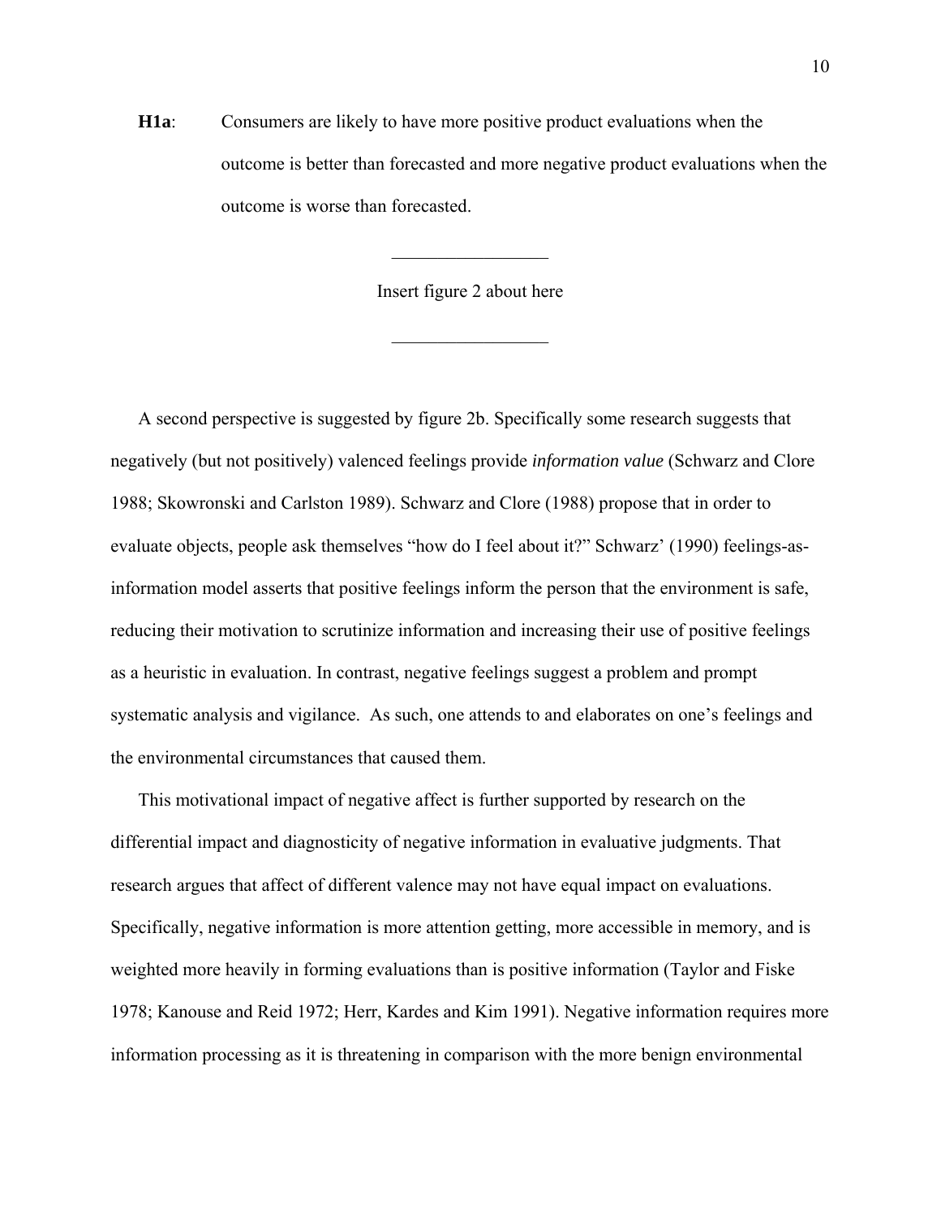**H1a**: Consumers are likely to have more positive product evaluations when the outcome is better than forecasted and more negative product evaluations when the outcome is worse than forecasted.

---

Insert figure 2 about here

---

A second perspective is suggested by figure 2b. Specifically some research suggests that negatively (but not positively) valenced feelings provide *information value* (Schwarz and Clore 1988; Skowronski and Carlston 1989). Schwarz and Clore (1988) propose that in order to evaluate objects, people ask themselves "how do I feel about it?" Schwarz' (1990) feelings-as-information model asserts that positive feelings inform the person that the environment is safe, reducing their motivation to scrutinize information and increasing their use of positive feelings as a heuristic in evaluation. In contrast, negative feelings suggest a problem and prompt systematic analysis and vigilance. As such, one attends to and elaborates on one's feelings and the environmental circumstances that caused them.

This motivational impact of negative affect is further supported by research on the differential impact and diagnosticity of negative information in evaluative judgments. That research argues that affect of different valence may not have equal impact on evaluations. Specifically, negative information is more attention getting, more accessible in memory, and is weighted more heavily in forming evaluations than is positive information (Taylor and Fiske 1978; Kanouse and Reid 1972; Herr, Kardes and Kim 1991). Negative information requires more information processing as it is threatening in comparison with the more benign environmental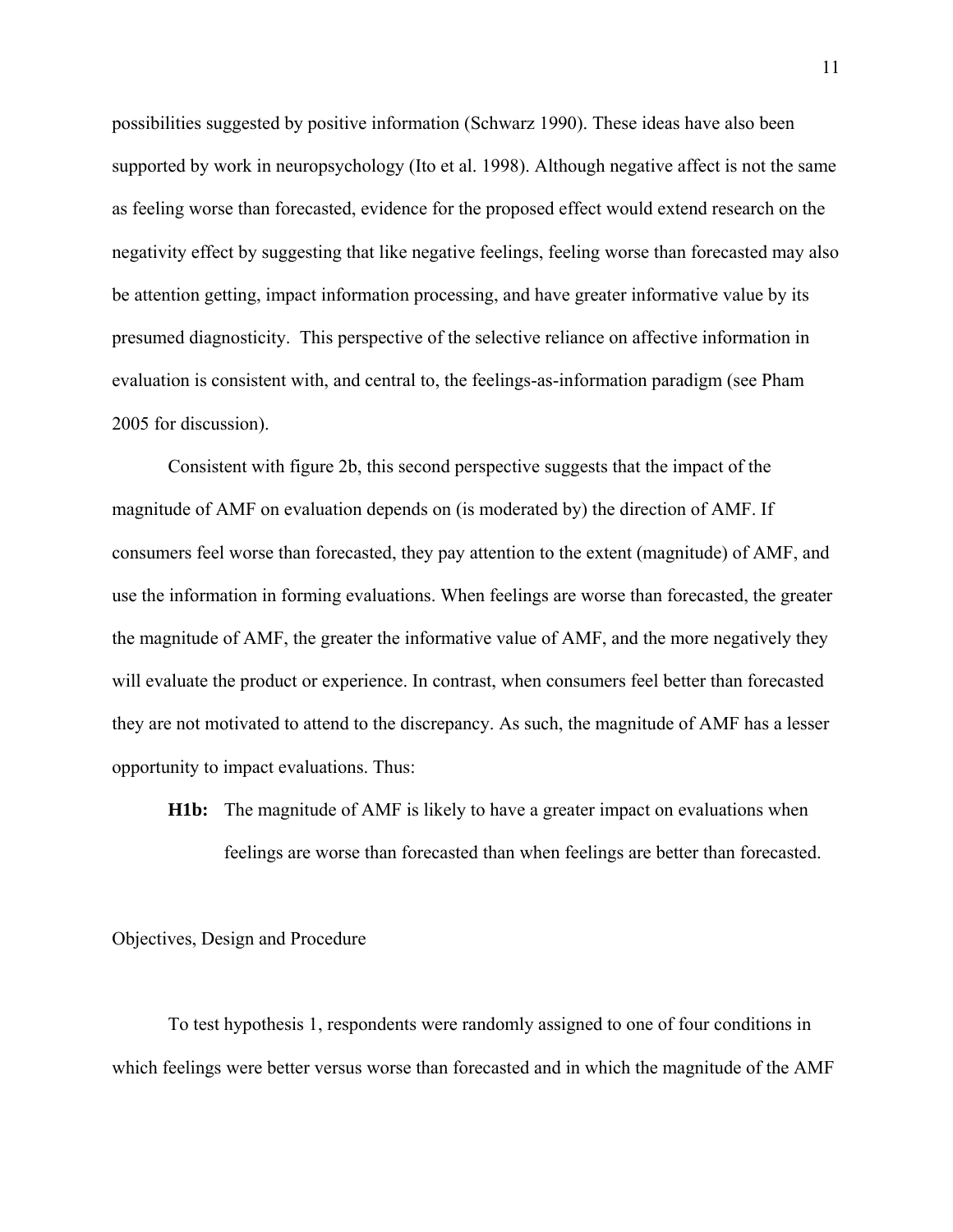possibilities suggested by positive information (Schwarz 1990). These ideas have also been supported by work in neuropsychology (Ito et al. 1998). Although negative affect is not the same as feeling worse than forecasted, evidence for the proposed effect would extend research on the negativity effect by suggesting that like negative feelings, feeling worse than forecasted may also be attention getting, impact information processing, and have greater informative value by its presumed diagnosticity. This perspective of the selective reliance on affective information in evaluation is consistent with, and central to, the feelings-as-information paradigm (see Pham 2005 for discussion).

Consistent with figure 2b, this second perspective suggests that the impact of the magnitude of AMF on evaluation depends on (is moderated by) the direction of AMF. If consumers feel worse than forecasted, they pay attention to the extent (magnitude) of AMF, and use the information in forming evaluations. When feelings are worse than forecasted, the greater the magnitude of AMF, the greater the informative value of AMF, and the more negatively they will evaluate the product or experience. In contrast, when consumers feel better than forecasted they are not motivated to attend to the discrepancy. As such, the magnitude of AMF has a lesser opportunity to impact evaluations. Thus:

> **H1b:** The magnitude of AMF is likely to have a greater impact on evaluations when feelings are worse than forecasted than when feelings are better than forecasted.

## Objectives, Design and Procedure

To test hypothesis 1, respondents were randomly assigned to one of four conditions in which feelings were better versus worse than forecasted and in which the magnitude of the AMF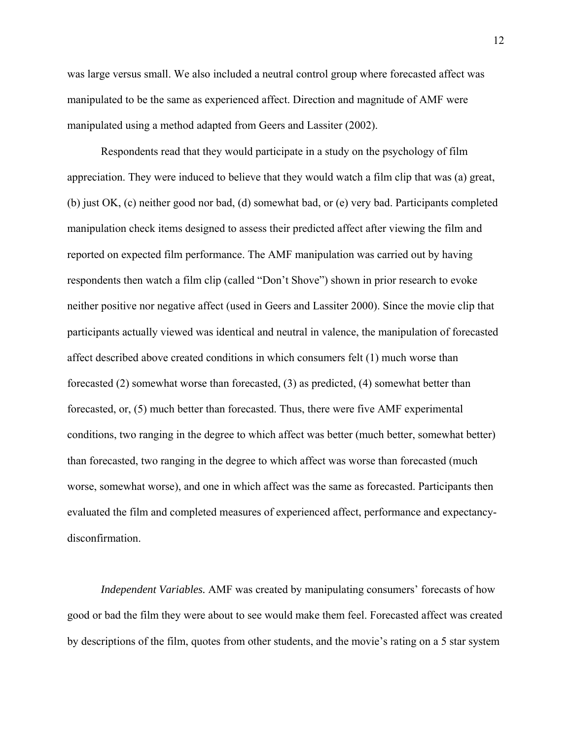was large versus small. We also included a neutral control group where forecasted affect was manipulated to be the same as experienced affect. Direction and magnitude of AMF were manipulated using a method adapted from Geers and Lassiter (2002).

Respondents read that they would participate in a study on the psychology of film appreciation. They were induced to believe that they would watch a film clip that was (a) great, (b) just OK, (c) neither good nor bad, (d) somewhat bad, or (e) very bad. Participants completed manipulation check items designed to assess their predicted affect after viewing the film and reported on expected film performance. The AMF manipulation was carried out by having respondents then watch a film clip (called "Don't Shove") shown in prior research to evoke neither positive nor negative affect (used in Geers and Lassiter 2000). Since the movie clip that participants actually viewed was identical and neutral in valence, the manipulation of forecasted affect described above created conditions in which consumers felt (1) much worse than forecasted (2) somewhat worse than forecasted, (3) as predicted, (4) somewhat better than forecasted, or, (5) much better than forecasted. Thus, there were five AMF experimental conditions, two ranging in the degree to which affect was better (much better, somewhat better) than forecasted, two ranging in the degree to which affect was worse than forecasted (much worse, somewhat worse), and one in which affect was the same as forecasted. Participants then evaluated the film and completed measures of experienced affect, performance and expectancy-disconfirmation.

*Independent Variables.* AMF was created by manipulating consumers' forecasts of how good or bad the film they were about to see would make them feel. Forecasted affect was created by descriptions of the film, quotes from other students, and the movie's rating on a 5 star system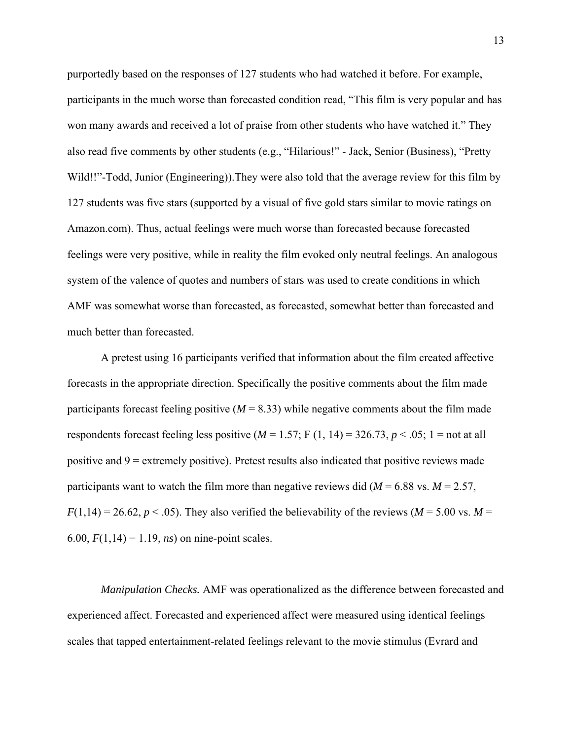purportedly based on the responses of 127 students who had watched it before. For example, participants in the much worse than forecasted condition read, “This film is very popular and has won many awards and received a lot of praise from other students who have watched it.” They also read five comments by other students (e.g., “Hilarious!” - Jack, Senior (Business), “Pretty Wild!!”-Todd, Junior (Engineering)).They were also told that the average review for this film by 127 students was five stars (supported by a visual of five gold stars similar to movie ratings on Amazon.com). Thus, actual feelings were much worse than forecasted because forecasted feelings were very positive, while in reality the film evoked only neutral feelings. An analogous system of the valence of quotes and numbers of stars was used to create conditions in which AMF was somewhat worse than forecasted, as forecasted, somewhat better than forecasted and much better than forecasted.

A pretest using 16 participants verified that information about the film created affective forecasts in the appropriate direction. Specifically the positive comments about the film made participants forecast feeling positive ($M = 8.33$) while negative comments about the film made respondents forecast feeling less positive ($M = 1.57$; $F(1, 14) = 326.73$, $p < .05$; 1 = not at all positive and 9 = extremely positive). Pretest results also indicated that positive reviews made participants want to watch the film more than negative reviews did ($M = 6.88$ vs. $M = 2.57$, $F(1,14) = 26.62$, $p < .05$). They also verified the believability of the reviews ($M = 5.00$ vs. $M = 6.00$, $F(1,14) = 1.19$, *ns*) on nine-point scales.

*Manipulation Checks.* AMF was operationalized as the difference between forecasted and experienced affect. Forecasted and experienced affect were measured using identical feelings scales that tapped entertainment-related feelings relevant to the movie stimulus (Evrard and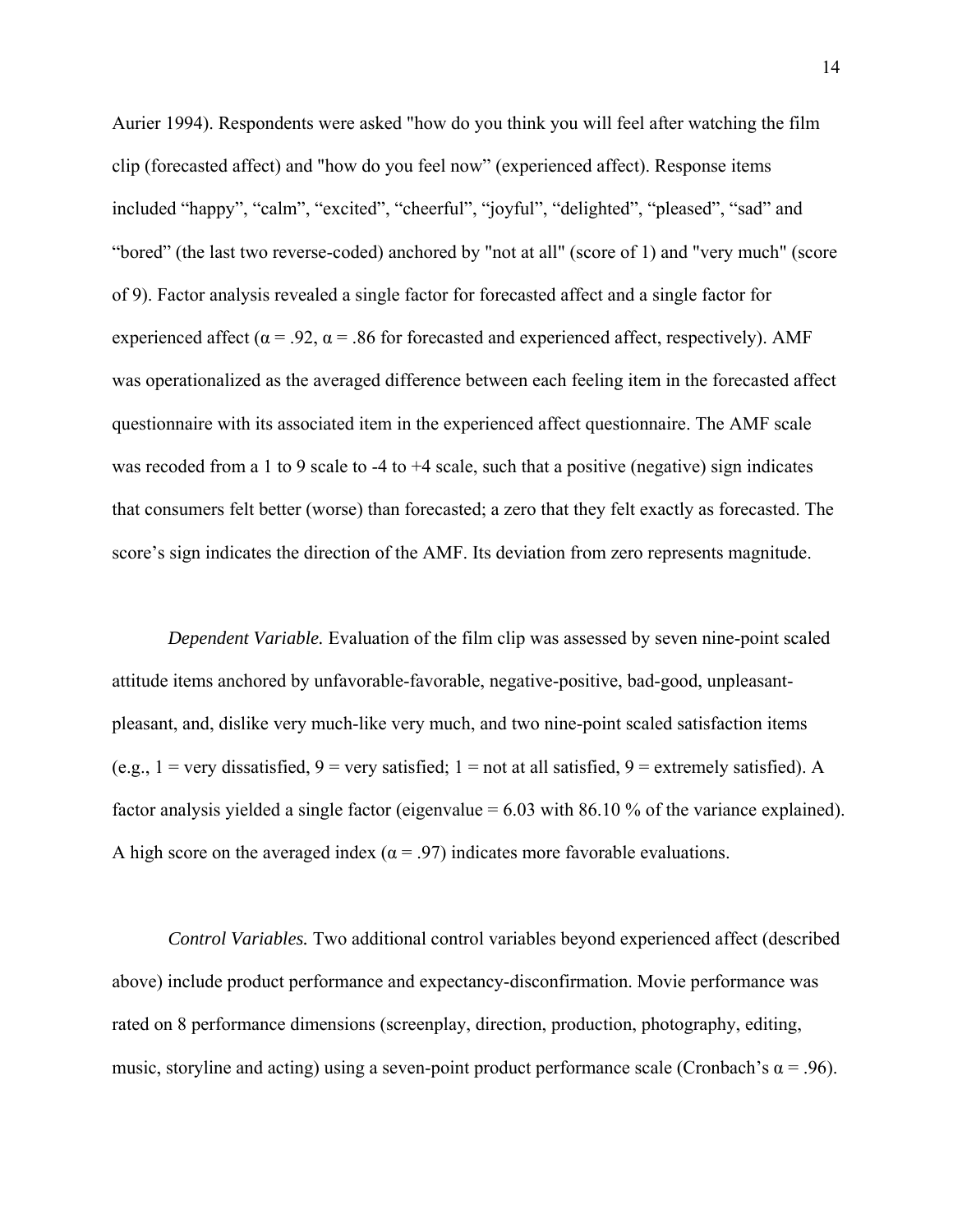Aurier 1994). Respondents were asked "how do you think you will feel after watching the film clip (forecasted affect) and "how do you feel now" (experienced affect). Response items included "happy", "calm", "excited", "cheerful", "joyful", "delighted", "pleased", "sad" and "bored" (the last two reverse-coded) anchored by "not at all" (score of 1) and "very much" (score of 9). Factor analysis revealed a single factor for forecasted affect and a single factor for experienced affect ($\alpha = .92$, $\alpha = .86$ for forecasted and experienced affect, respectively). AMF was operationalized as the averaged difference between each feeling item in the forecasted affect questionnaire with its associated item in the experienced affect questionnaire. The AMF scale was recoded from a 1 to 9 scale to -4 to +4 scale, such that a positive (negative) sign indicates that consumers felt better (worse) than forecasted; a zero that they felt exactly as forecasted. The score's sign indicates the direction of the AMF. Its deviation from zero represents magnitude.

*Dependent Variable.* Evaluation of the film clip was assessed by seven nine-point scaled attitude items anchored by unfavorable-favorable, negative-positive, bad-good, unpleasant-pleasant, and, dislike very much-like very much, and two nine-point scaled satisfaction items (e.g., 1 = very dissatisfied, 9 = very satisfied; 1 = not at all satisfied, 9 = extremely satisfied). A factor analysis yielded a single factor (eigenvalue = 6.03 with 86.10 % of the variance explained). A high score on the averaged index ($\alpha = .97$) indicates more favorable evaluations.

*Control Variables.* Two additional control variables beyond experienced affect (described above) include product performance and expectancy-disconfirmation. Movie performance was rated on 8 performance dimensions (screenplay, direction, production, photography, editing, music, storyline and acting) using a seven-point product performance scale (Cronbach's $\alpha = .96$).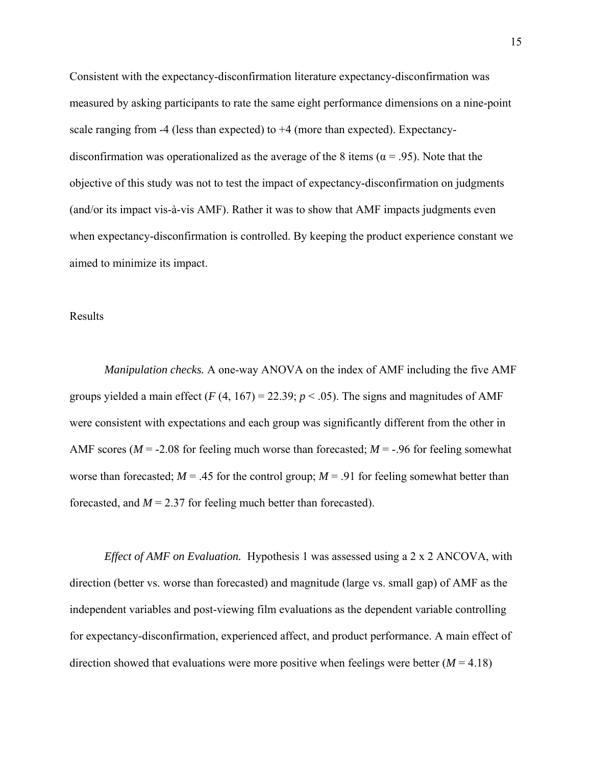Consistent with the expectancy-disconfirmation literature expectancy-disconfirmation was measured by asking participants to rate the same eight performance dimensions on a nine-point scale ranging from -4 (less than expected) to +4 (more than expected). Expectancy-disconfirmation was operationalized as the average of the 8 items ($\alpha = .95$). Note that the objective of this study was not to test the impact of expectancy-disconfirmation on judgments (and/or its impact vis-à-vis AMF). Rather it was to show that AMF impacts judgments even when expectancy-disconfirmation is controlled. By keeping the product experience constant we aimed to minimize its impact.

## Results

*Manipulation checks.* A one-way ANOVA on the index of AMF including the five AMF groups yielded a main effect ($F$ (4, 167) = 22.39; $p < .05$). The signs and magnitudes of AMF were consistent with expectations and each group was significantly different from the other in AMF scores ($M$ = -2.08 for feeling much worse than forecasted; $M$ = -.96 for feeling somewhat worse than forecasted; $M$ = .45 for the control group; $M$ = .91 for feeling somewhat better than forecasted, and $M$ = 2.37 for feeling much better than forecasted).

*Effect of AMF on Evaluation.* Hypothesis 1 was assessed using a 2 x 2 ANCOVA, with direction (better vs. worse than forecasted) and magnitude (large vs. small gap) of AMF as the independent variables and post-viewing film evaluations as the dependent variable controlling for expectancy-disconfirmation, experienced affect, and product performance. A main effect of direction showed that evaluations were more positive when feelings were better ($M$ = 4.18)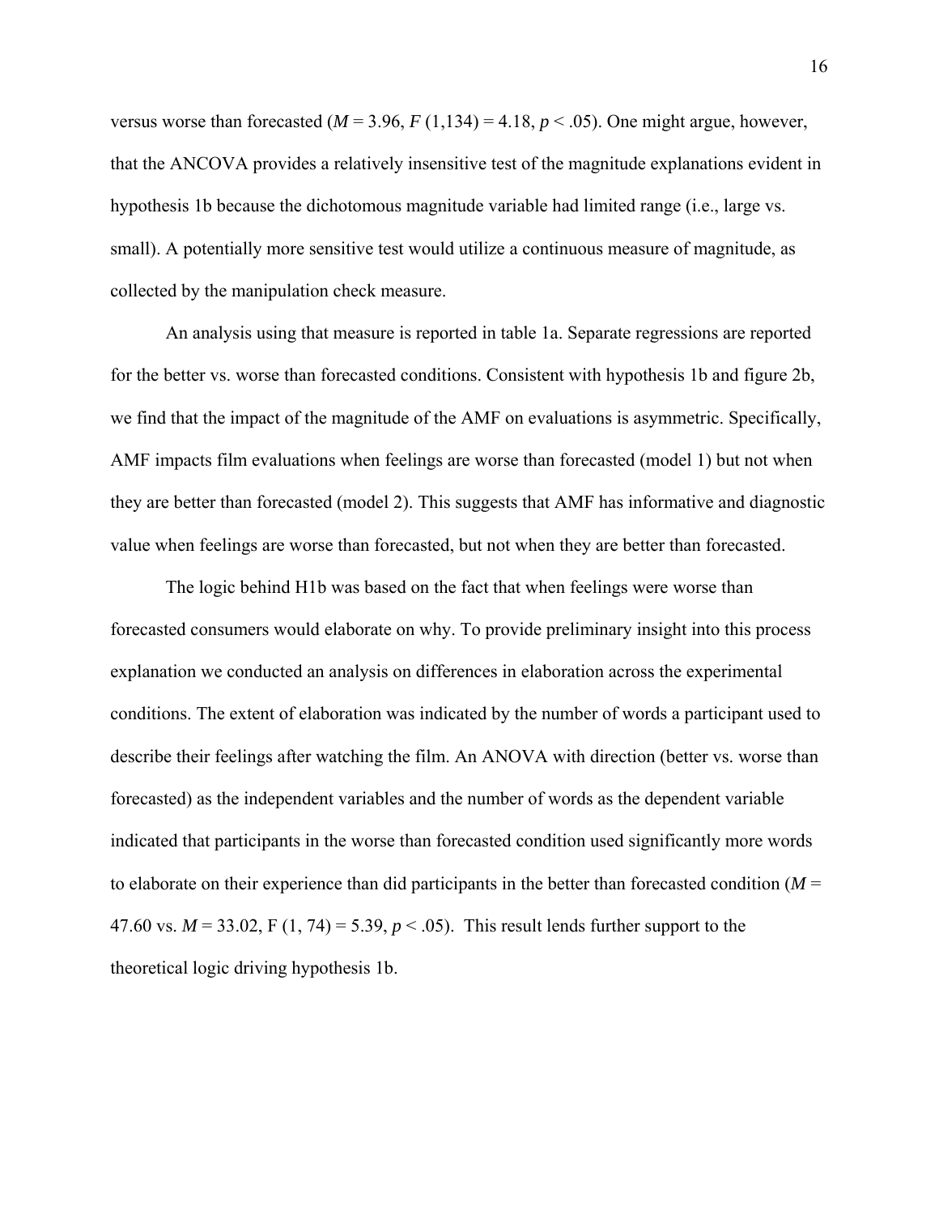versus worse than forecasted ($M = 3.96$, $F(1,134) = 4.18$, $p < .05$). One might argue, however, that the ANCOVA provides a relatively insensitive test of the magnitude explanations evident in hypothesis 1b because the dichotomous magnitude variable had limited range (i.e., large vs. small). A potentially more sensitive test would utilize a continuous measure of magnitude, as collected by the manipulation check measure.

An analysis using that measure is reported in table 1a. Separate regressions are reported for the better vs. worse than forecasted conditions. Consistent with hypothesis 1b and figure 2b, we find that the impact of the magnitude of the AMF on evaluations is asymmetric. Specifically, AMF impacts film evaluations when feelings are worse than forecasted (model 1) but not when they are better than forecasted (model 2). This suggests that AMF has informative and diagnostic value when feelings are worse than forecasted, but not when they are better than forecasted.

The logic behind H1b was based on the fact that when feelings were worse than forecasted consumers would elaborate on why. To provide preliminary insight into this process explanation we conducted an analysis on differences in elaboration across the experimental conditions. The extent of elaboration was indicated by the number of words a participant used to describe their feelings after watching the film. An ANOVA with direction (better vs. worse than forecasted) as the independent variables and the number of words as the dependent variable indicated that participants in the worse than forecasted condition used significantly more words to elaborate on their experience than did participants in the better than forecasted condition ($M = 47.60$ vs. $M = 33.02$, $F(1, 74) = 5.39$, $p < .05$). This result lends further support to the theoretical logic driving hypothesis 1b.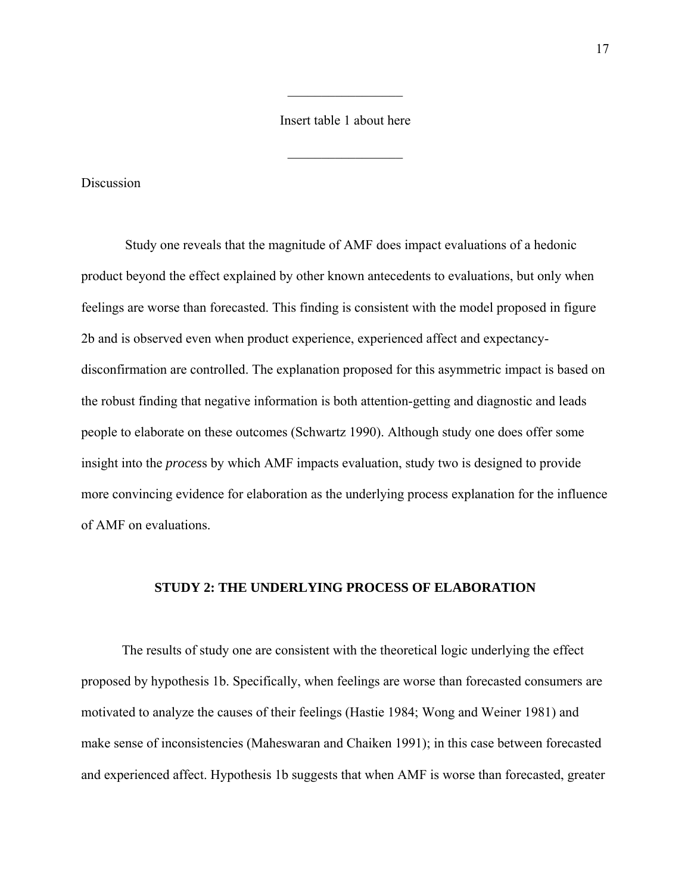Insert table 1 about here

Discussion

Study one reveals that the magnitude of AMF does impact evaluations of a hedonic product beyond the effect explained by other known antecedents to evaluations, but only when feelings are worse than forecasted. This finding is consistent with the model proposed in figure 2b and is observed even when product experience, experienced affect and expectancy-disconfirmation are controlled. The explanation proposed for this asymmetric impact is based on the robust finding that negative information is both attention-getting and diagnostic and leads people to elaborate on these outcomes (Schwartz 1990). Although study one does offer some insight into the *process* by which AMF impacts evaluation, study two is designed to provide more convincing evidence for elaboration as the underlying process explanation for the influence of AMF on evaluations.

## STUDY 2: THE UNDERLYING PROCESS OF ELABORATION

The results of study one are consistent with the theoretical logic underlying the effect proposed by hypothesis 1b. Specifically, when feelings are worse than forecasted consumers are motivated to analyze the causes of their feelings (Hastie 1984; Wong and Weiner 1981) and make sense of inconsistencies (Maheswaran and Chaiken 1991); in this case between forecasted and experienced affect. Hypothesis 1b suggests that when AMF is worse than forecasted, greater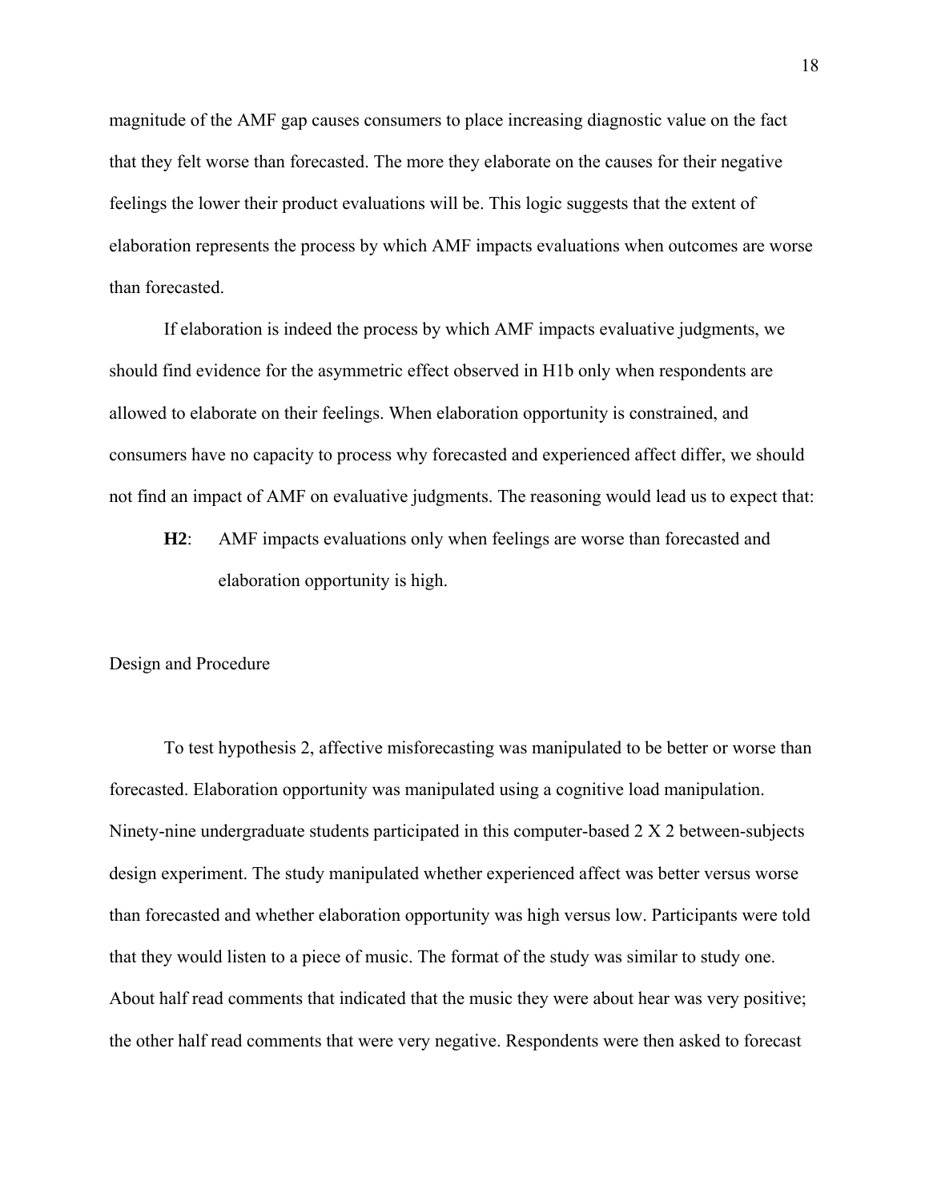magnitude of the AMF gap causes consumers to place increasing diagnostic value on the fact that they felt worse than forecasted. The more they elaborate on the causes for their negative feelings the lower their product evaluations will be. This logic suggests that the extent of elaboration represents the process by which AMF impacts evaluations when outcomes are worse than forecasted.

If elaboration is indeed the process by which AMF impacts evaluative judgments, we should find evidence for the asymmetric effect observed in H1b only when respondents are allowed to elaborate on their feelings. When elaboration opportunity is constrained, and consumers have no capacity to process why forecasted and experienced affect differ, we should not find an impact of AMF on evaluative judgments. The reasoning would lead us to expect that:

**H2**: AMF impacts evaluations only when feelings are worse than forecasted and elaboration opportunity is high.

Design and Procedure

To test hypothesis 2, affective misforecasting was manipulated to be better or worse than forecasted. Elaboration opportunity was manipulated using a cognitive load manipulation. Ninety-nine undergraduate students participated in this computer-based 2 X 2 between-subjects design experiment. The study manipulated whether experienced affect was better versus worse than forecasted and whether elaboration opportunity was high versus low. Participants were told that they would listen to a piece of music. The format of the study was similar to study one. About half read comments that indicated that the music they were about hear was very positive; the other half read comments that were very negative. Respondents were then asked to forecast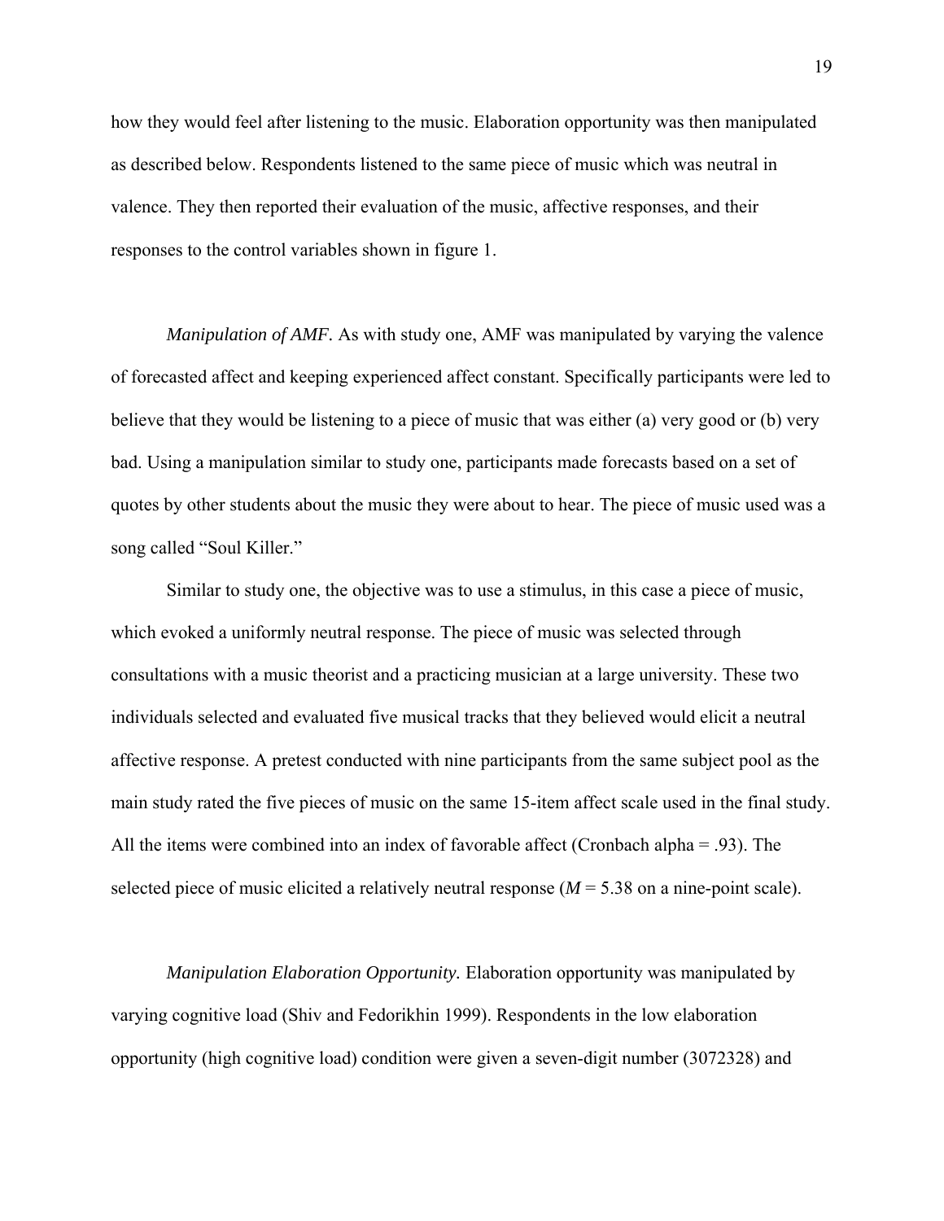how they would feel after listening to the music. Elaboration opportunity was then manipulated as described below. Respondents listened to the same piece of music which was neutral in valence. They then reported their evaluation of the music, affective responses, and their responses to the control variables shown in figure 1.

*Manipulation of AMF.* As with study one, AMF was manipulated by varying the valence of forecasted affect and keeping experienced affect constant. Specifically participants were led to believe that they would be listening to a piece of music that was either (a) very good or (b) very bad. Using a manipulation similar to study one, participants made forecasts based on a set of quotes by other students about the music they were about to hear. The piece of music used was a song called "Soul Killer."

Similar to study one, the objective was to use a stimulus, in this case a piece of music, which evoked a uniformly neutral response. The piece of music was selected through consultations with a music theorist and a practicing musician at a large university. These two individuals selected and evaluated five musical tracks that they believed would elicit a neutral affective response. A pretest conducted with nine participants from the same subject pool as the main study rated the five pieces of music on the same 15-item affect scale used in the final study. All the items were combined into an index of favorable affect (Cronbach alpha = .93). The selected piece of music elicited a relatively neutral response ($M$ = 5.38 on a nine-point scale).

*Manipulation Elaboration Opportunity.* Elaboration opportunity was manipulated by varying cognitive load (Shiv and Fedorikhin 1999). Respondents in the low elaboration opportunity (high cognitive load) condition were given a seven-digit number (3072328) and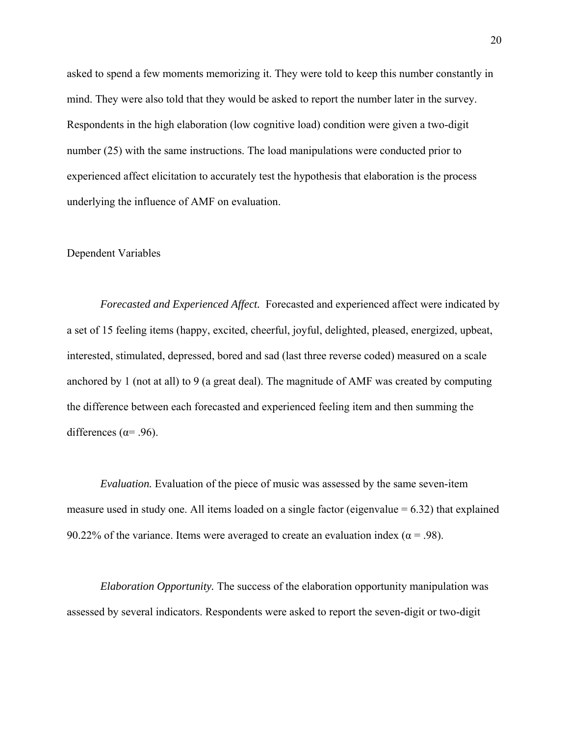asked to spend a few moments memorizing it. They were told to keep this number constantly in mind. They were also told that they would be asked to report the number later in the survey. Respondents in the high elaboration (low cognitive load) condition were given a two-digit number (25) with the same instructions. The load manipulations were conducted prior to experienced affect elicitation to accurately test the hypothesis that elaboration is the process underlying the influence of AMF on evaluation.

Dependent Variables

*Forecasted and Experienced Affect.* Forecasted and experienced affect were indicated by a set of 15 feeling items (happy, excited, cheerful, joyful, delighted, pleased, energized, upbeat, interested, stimulated, depressed, bored and sad (last three reverse coded) measured on a scale anchored by 1 (not at all) to 9 (a great deal). The magnitude of AMF was created by computing the difference between each forecasted and experienced feeling item and then summing the differences ($\alpha = .96$).

*Evaluation.* Evaluation of the piece of music was assessed by the same seven-item measure used in study one. All items loaded on a single factor (eigenvalue = 6.32) that explained 90.22% of the variance. Items were averaged to create an evaluation index ($\alpha = .98$).

*Elaboration Opportunity.* The success of the elaboration opportunity manipulation was assessed by several indicators. Respondents were asked to report the seven-digit or two-digit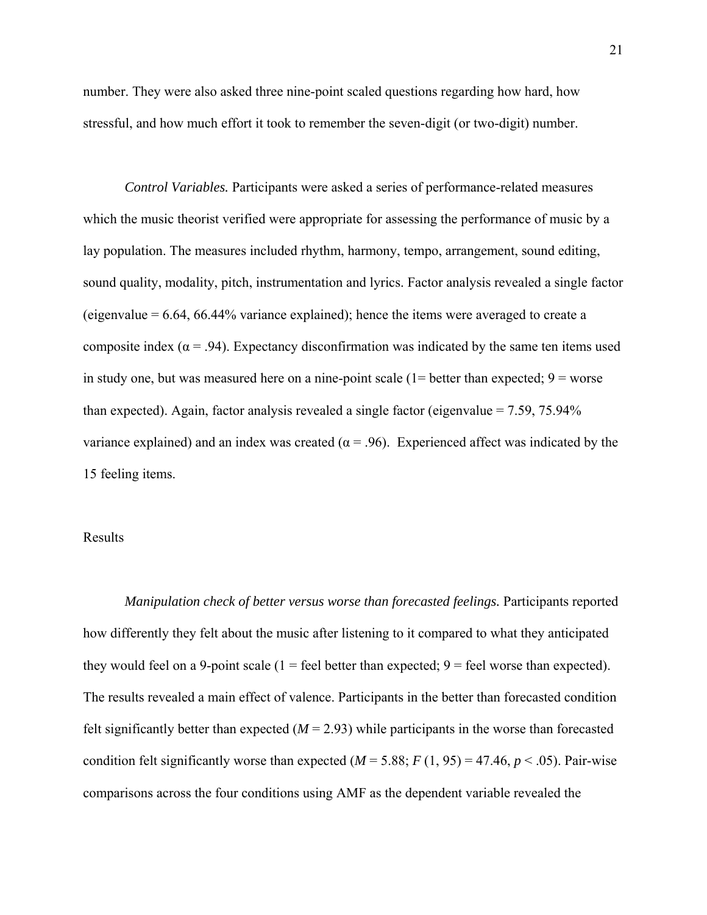number. They were also asked three nine-point scaled questions regarding how hard, how stressful, and how much effort it took to remember the seven-digit (or two-digit) number.

*Control Variables.* Participants were asked a series of performance-related measures which the music theorist verified were appropriate for assessing the performance of music by a lay population. The measures included rhythm, harmony, tempo, arrangement, sound editing, sound quality, modality, pitch, instrumentation and lyrics. Factor analysis revealed a single factor (eigenvalue = 6.64, 66.44% variance explained); hence the items were averaged to create a composite index ($\alpha = .94$). Expectancy disconfirmation was indicated by the same ten items used in study one, but was measured here on a nine-point scale (1= better than expected; 9 = worse than expected). Again, factor analysis revealed a single factor (eigenvalue = 7.59, 75.94% variance explained) and an index was created ($\alpha = .96$). Experienced affect was indicated by the 15 feeling items.

## Results

*Manipulation check of better versus worse than forecasted feelings.* Participants reported how differently they felt about the music after listening to it compared to what they anticipated they would feel on a 9-point scale (1 = feel better than expected; 9 = feel worse than expected). The results revealed a main effect of valence. Participants in the better than forecasted condition felt significantly better than expected ($M = 2.93$) while participants in the worse than forecasted condition felt significantly worse than expected ($M = 5.88$; $F(1, 95) = 47.46$, $p < .05$). Pair-wise comparisons across the four conditions using AMF as the dependent variable revealed the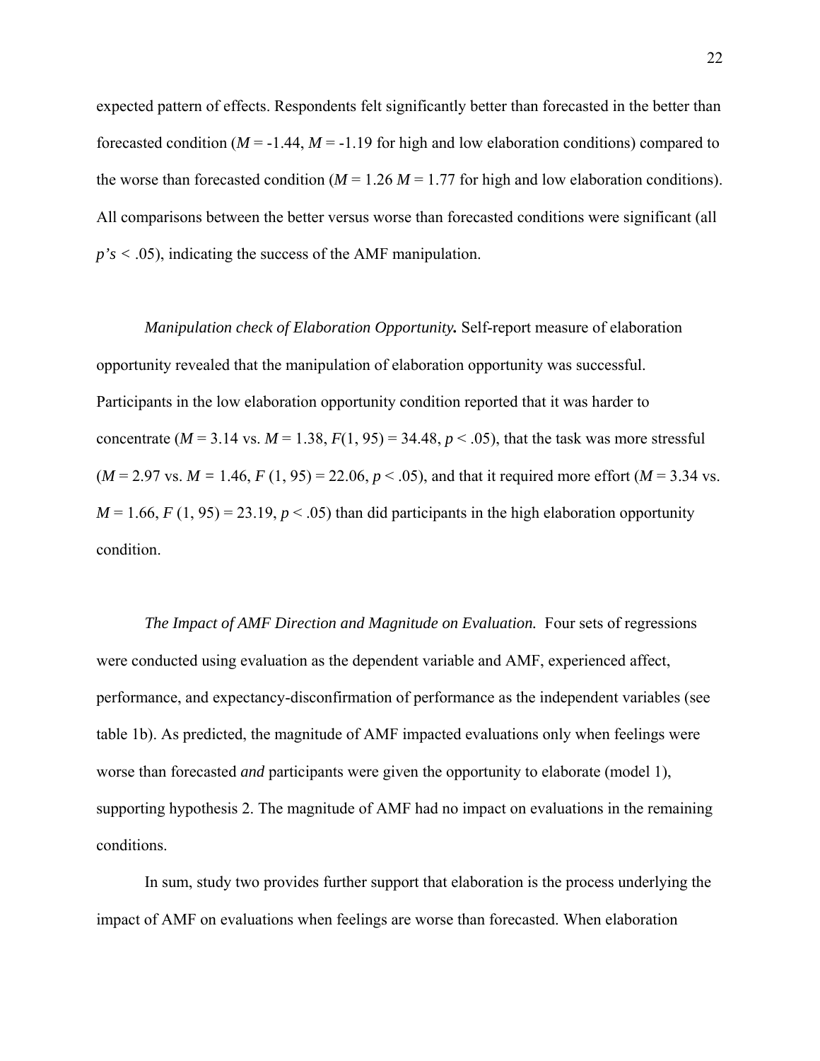expected pattern of effects. Respondents felt significantly better than forecasted in the better than forecasted condition ($M$ = -1.44, $M$ = -1.19 for high and low elaboration conditions) compared to the worse than forecasted condition ($M$ = 1.26 $M$ = 1.77 for high and low elaboration conditions). All comparisons between the better versus worse than forecasted conditions were significant (all $p$*'s* < .05), indicating the success of the AMF manipulation.

*Manipulation check of Elaboration Opportunity.* Self-report measure of elaboration opportunity revealed that the manipulation of elaboration opportunity was successful. Participants in the low elaboration opportunity condition reported that it was harder to concentrate ($M$ = 3.14 vs. $M$ = 1.38, $F(1, 95) = 34.48$, $p < .05$), that the task was more stressful ($M$ = 2.97 vs. $M$ = 1.46, $F(1, 95) = 22.06$, $p < .05$), and that it required more effort ($M$ = 3.34 vs. $M$ = 1.66, $F(1, 95) = 23.19$, $p < .05$) than did participants in the high elaboration opportunity condition.

*The Impact of AMF Direction and Magnitude on Evaluation.* Four sets of regressions were conducted using evaluation as the dependent variable and AMF, experienced affect, performance, and expectancy-disconfirmation of performance as the independent variables (see table 1b). As predicted, the magnitude of AMF impacted evaluations only when feelings were worse than forecasted *and* participants were given the opportunity to elaborate (model 1), supporting hypothesis 2. The magnitude of AMF had no impact on evaluations in the remaining conditions.

In sum, study two provides further support that elaboration is the process underlying the impact of AMF on evaluations when feelings are worse than forecasted. When elaboration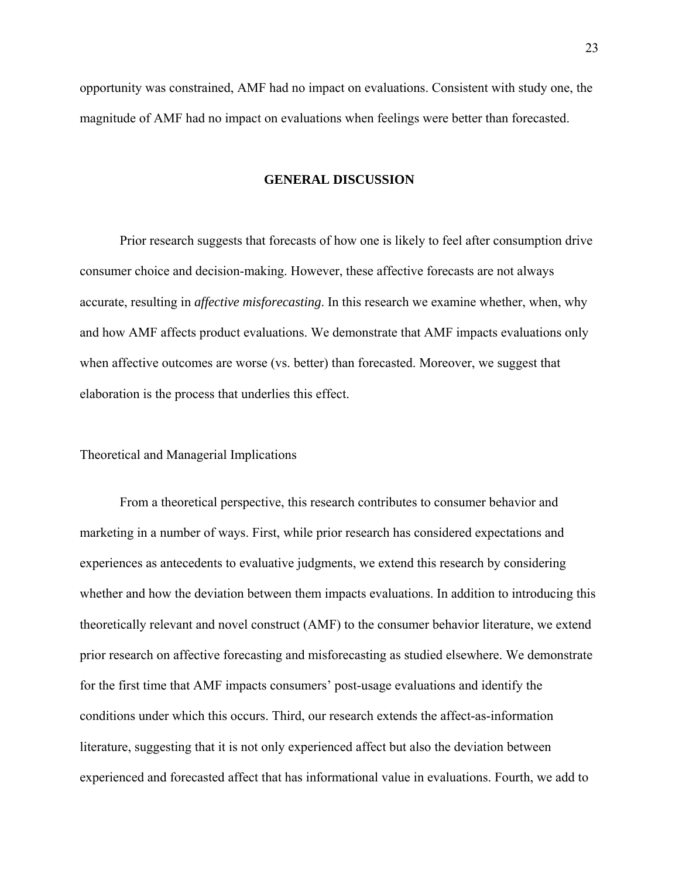opportunity was constrained, AMF had no impact on evaluations. Consistent with study one, the magnitude of AMF had no impact on evaluations when feelings were better than forecasted.

## GENERAL DISCUSSION

Prior research suggests that forecasts of how one is likely to feel after consumption drive consumer choice and decision-making. However, these affective forecasts are not always accurate, resulting in *affective misforecasting*. In this research we examine whether, when, why and how AMF affects product evaluations. We demonstrate that AMF impacts evaluations only when affective outcomes are worse (vs. better) than forecasted. Moreover, we suggest that elaboration is the process that underlies this effect.

### Theoretical and Managerial Implications

From a theoretical perspective, this research contributes to consumer behavior and marketing in a number of ways. First, while prior research has considered expectations and experiences as antecedents to evaluative judgments, we extend this research by considering whether and how the deviation between them impacts evaluations. In addition to introducing this theoretically relevant and novel construct (AMF) to the consumer behavior literature, we extend prior research on affective forecasting and misforecasting as studied elsewhere. We demonstrate for the first time that AMF impacts consumers' post-usage evaluations and identify the conditions under which this occurs. Third, our research extends the affect-as-information literature, suggesting that it is not only experienced affect but also the deviation between experienced and forecasted affect that has informational value in evaluations. Fourth, we add to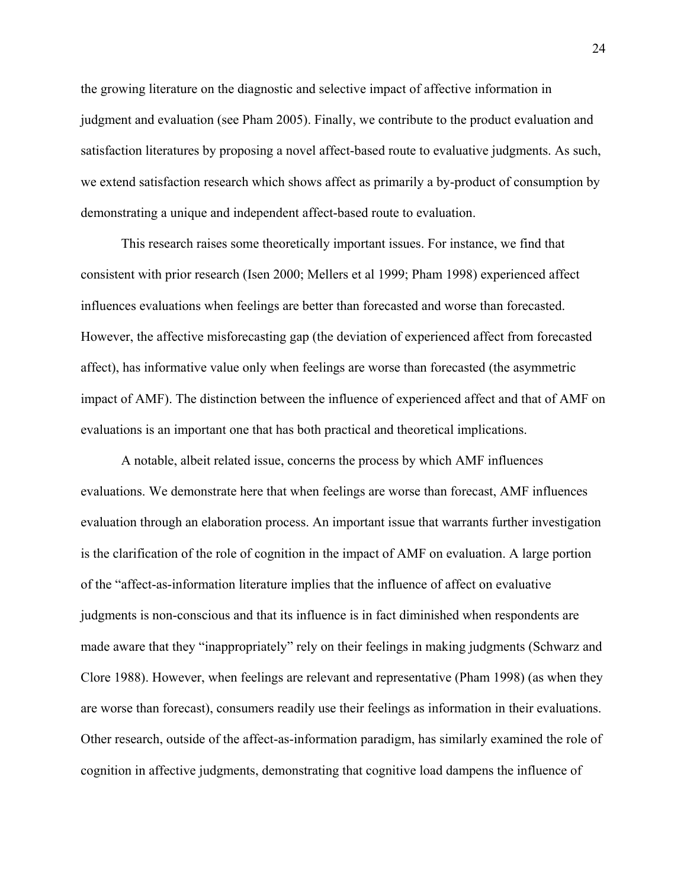the growing literature on the diagnostic and selective impact of affective information in judgment and evaluation (see Pham 2005). Finally, we contribute to the product evaluation and satisfaction literatures by proposing a novel affect-based route to evaluative judgments. As such, we extend satisfaction research which shows affect as primarily a by-product of consumption by demonstrating a unique and independent affect-based route to evaluation.

This research raises some theoretically important issues. For instance, we find that consistent with prior research (Isen 2000; Mellers et al 1999; Pham 1998) experienced affect influences evaluations when feelings are better than forecasted and worse than forecasted. However, the affective misforecasting gap (the deviation of experienced affect from forecasted affect), has informative value only when feelings are worse than forecasted (the asymmetric impact of AMF). The distinction between the influence of experienced affect and that of AMF on evaluations is an important one that has both practical and theoretical implications.

A notable, albeit related issue, concerns the process by which AMF influences evaluations. We demonstrate here that when feelings are worse than forecast, AMF influences evaluation through an elaboration process. An important issue that warrants further investigation is the clarification of the role of cognition in the impact of AMF on evaluation. A large portion of the "affect-as-information literature implies that the influence of affect on evaluative judgments is non-conscious and that its influence is in fact diminished when respondents are made aware that they "inappropriately" rely on their feelings in making judgments (Schwarz and Clore 1988). However, when feelings are relevant and representative (Pham 1998) (as when they are worse than forecast), consumers readily use their feelings as information in their evaluations. Other research, outside of the affect-as-information paradigm, has similarly examined the role of cognition in affective judgments, demonstrating that cognitive load dampens the influence of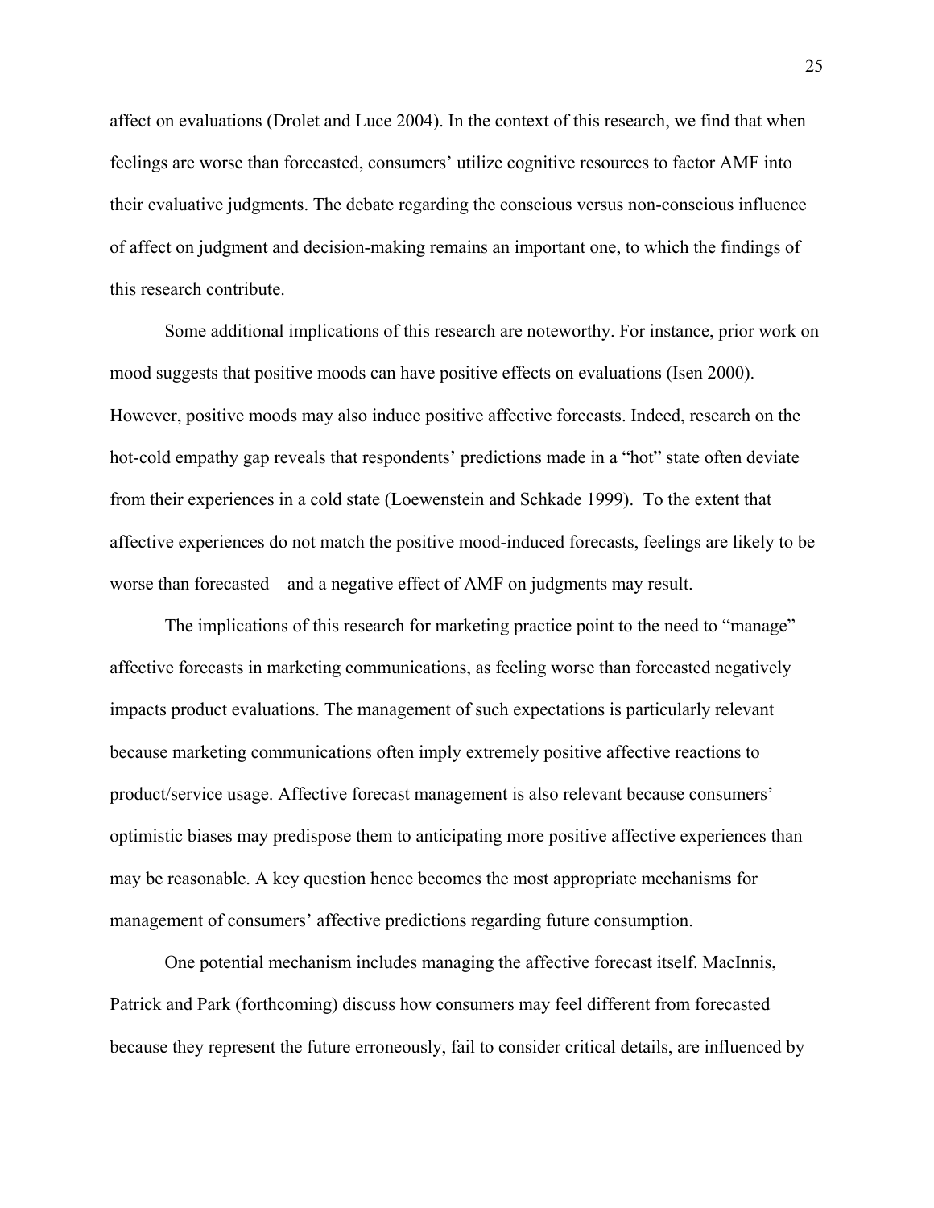affect on evaluations (Drolet and Luce 2004). In the context of this research, we find that when feelings are worse than forecasted, consumers' utilize cognitive resources to factor AMF into their evaluative judgments. The debate regarding the conscious versus non-conscious influence of affect on judgment and decision-making remains an important one, to which the findings of this research contribute.

Some additional implications of this research are noteworthy. For instance, prior work on mood suggests that positive moods can have positive effects on evaluations (Isen 2000). However, positive moods may also induce positive affective forecasts. Indeed, research on the hot-cold empathy gap reveals that respondents' predictions made in a "hot" state often deviate from their experiences in a cold state (Loewenstein and Schkade 1999). To the extent that affective experiences do not match the positive mood-induced forecasts, feelings are likely to be worse than forecasted—and a negative effect of AMF on judgments may result.

The implications of this research for marketing practice point to the need to "manage" affective forecasts in marketing communications, as feeling worse than forecasted negatively impacts product evaluations. The management of such expectations is particularly relevant because marketing communications often imply extremely positive affective reactions to product/service usage. Affective forecast management is also relevant because consumers' optimistic biases may predispose them to anticipating more positive affective experiences than may be reasonable. A key question hence becomes the most appropriate mechanisms for management of consumers' affective predictions regarding future consumption.

One potential mechanism includes managing the affective forecast itself. MacInnis, Patrick and Park (forthcoming) discuss how consumers may feel different from forecasted because they represent the future erroneously, fail to consider critical details, are influenced by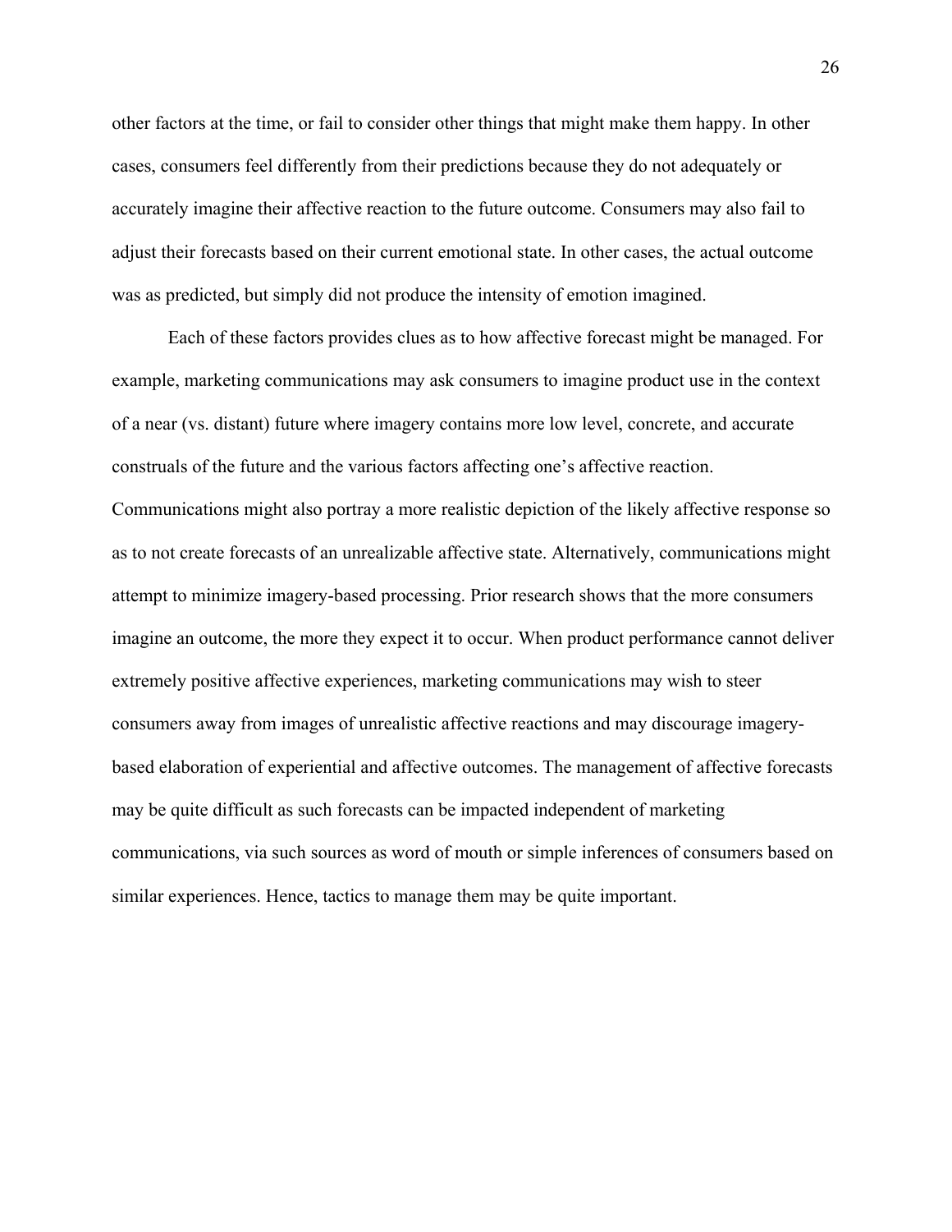other factors at the time, or fail to consider other things that might make them happy. In other cases, consumers feel differently from their predictions because they do not adequately or accurately imagine their affective reaction to the future outcome. Consumers may also fail to adjust their forecasts based on their current emotional state. In other cases, the actual outcome was as predicted, but simply did not produce the intensity of emotion imagined.

Each of these factors provides clues as to how affective forecast might be managed. For example, marketing communications may ask consumers to imagine product use in the context of a near (vs. distant) future where imagery contains more low level, concrete, and accurate construals of the future and the various factors affecting one's affective reaction. Communications might also portray a more realistic depiction of the likely affective response so as to not create forecasts of an unrealizable affective state. Alternatively, communications might attempt to minimize imagery-based processing. Prior research shows that the more consumers imagine an outcome, the more they expect it to occur. When product performance cannot deliver extremely positive affective experiences, marketing communications may wish to steer consumers away from images of unrealistic affective reactions and may discourage imagery-based elaboration of experiential and affective outcomes. The management of affective forecasts may be quite difficult as such forecasts can be impacted independent of marketing communications, via such sources as word of mouth or simple inferences of consumers based on similar experiences. Hence, tactics to manage them may be quite important.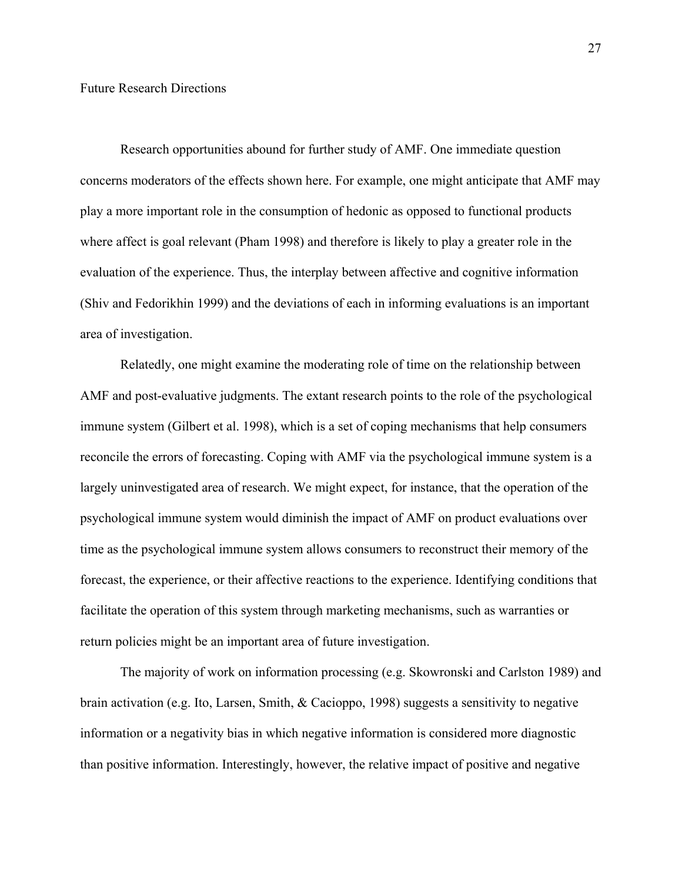## Future Research Directions

Research opportunities abound for further study of AMF. One immediate question concerns moderators of the effects shown here. For example, one might anticipate that AMF may play a more important role in the consumption of hedonic as opposed to functional products where affect is goal relevant (Pham 1998) and therefore is likely to play a greater role in the evaluation of the experience. Thus, the interplay between affective and cognitive information (Shiv and Fedorikhin 1999) and the deviations of each in informing evaluations is an important area of investigation.

Relatedly, one might examine the moderating role of time on the relationship between AMF and post-evaluative judgments. The extant research points to the role of the psychological immune system (Gilbert et al. 1998), which is a set of coping mechanisms that help consumers reconcile the errors of forecasting. Coping with AMF via the psychological immune system is a largely uninvestigated area of research. We might expect, for instance, that the operation of the psychological immune system would diminish the impact of AMF on product evaluations over time as the psychological immune system allows consumers to reconstruct their memory of the forecast, the experience, or their affective reactions to the experience. Identifying conditions that facilitate the operation of this system through marketing mechanisms, such as warranties or return policies might be an important area of future investigation.

The majority of work on information processing (e.g. Skowronski and Carlston 1989) and brain activation (e.g. Ito, Larsen, Smith, & Cacioppo, 1998) suggests a sensitivity to negative information or a negativity bias in which negative information is considered more diagnostic than positive information. Interestingly, however, the relative impact of positive and negative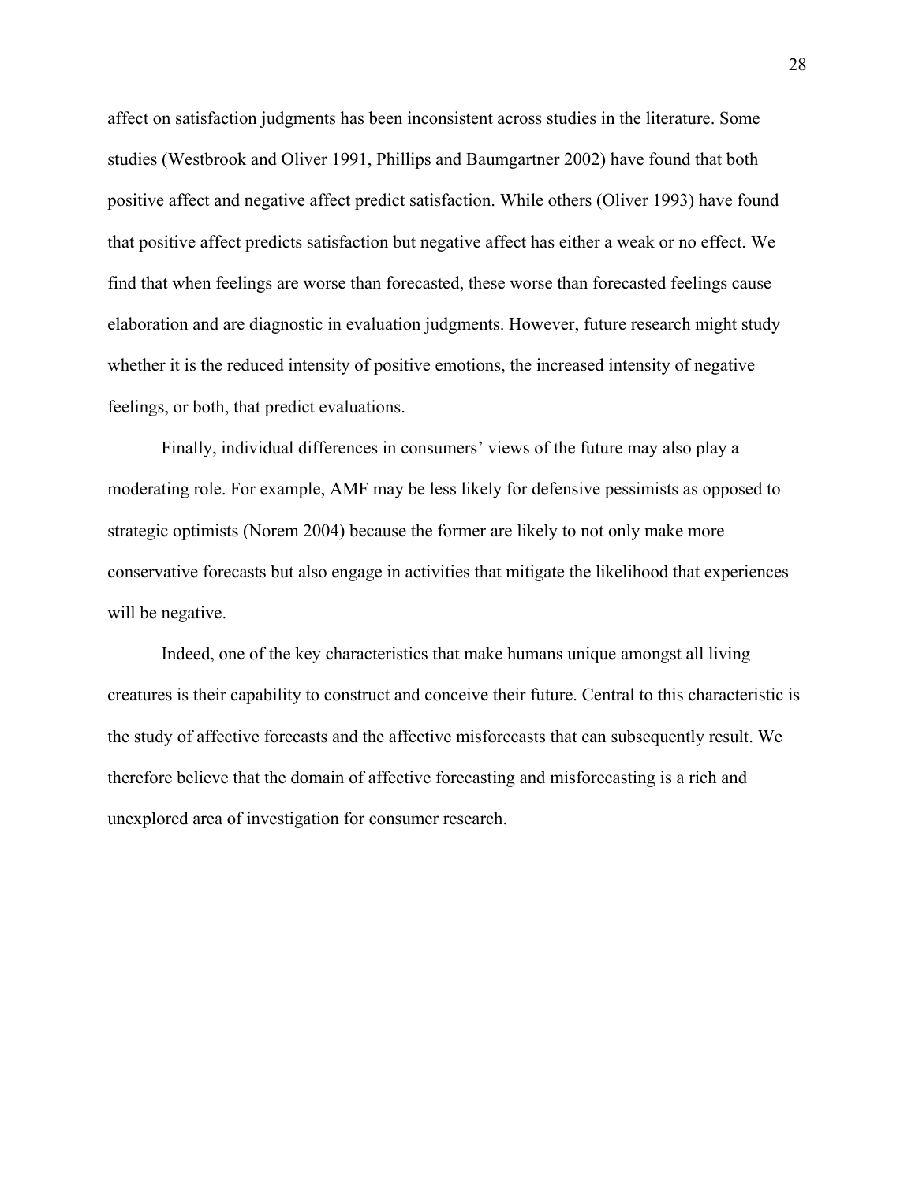affect on satisfaction judgments has been inconsistent across studies in the literature. Some studies (Westbrook and Oliver 1991, Phillips and Baumgartner 2002) have found that both positive affect and negative affect predict satisfaction. While others (Oliver 1993) have found that positive affect predicts satisfaction but negative affect has either a weak or no effect. We find that when feelings are worse than forecasted, these worse than forecasted feelings cause elaboration and are diagnostic in evaluation judgments. However, future research might study whether it is the reduced intensity of positive emotions, the increased intensity of negative feelings, or both, that predict evaluations.

Finally, individual differences in consumers' views of the future may also play a moderating role. For example, AMF may be less likely for defensive pessimists as opposed to strategic optimists (Norem 2004) because the former are likely to not only make more conservative forecasts but also engage in activities that mitigate the likelihood that experiences will be negative.

Indeed, one of the key characteristics that make humans unique amongst all living creatures is their capability to construct and conceive their future. Central to this characteristic is the study of affective forecasts and the affective misforecasts that can subsequently result. We therefore believe that the domain of affective forecasting and misforecasting is a rich and unexplored area of investigation for consumer research.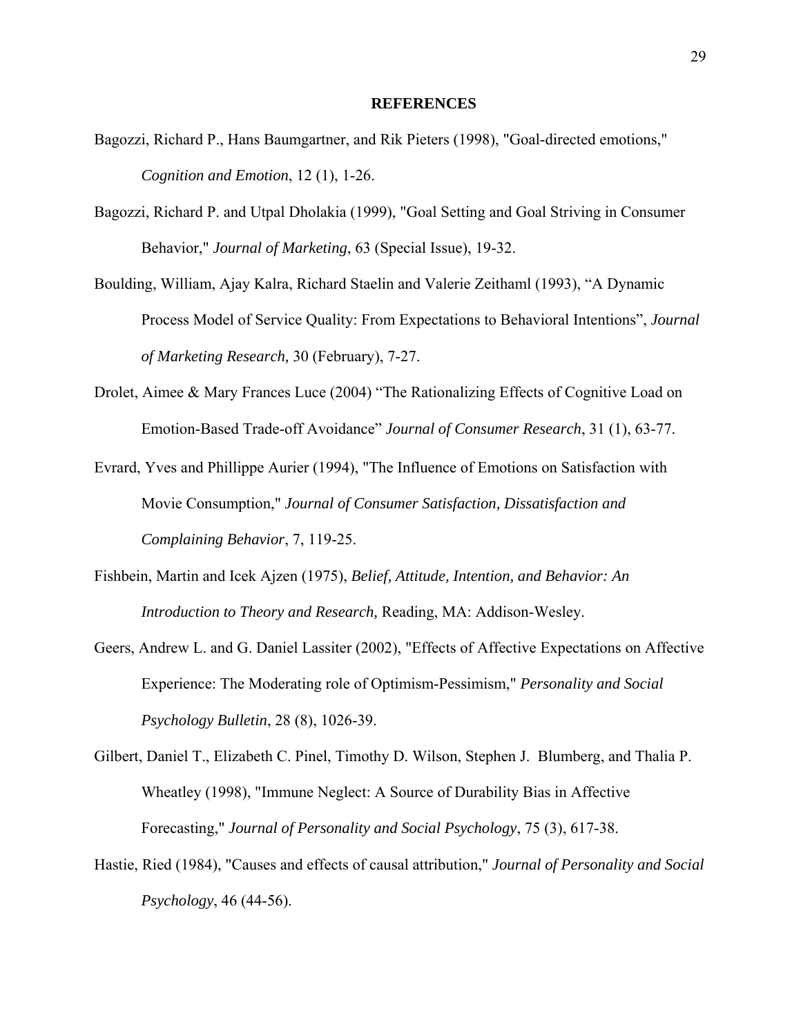# REFERENCES

Bagozzi, Richard P., Hans Baumgartner, and Rik Pieters (1998), "Goal-directed emotions," *Cognition and Emotion*, 12 (1), 1-26.

Bagozzi, Richard P. and Utpal Dholakia (1999), "Goal Setting and Goal Striving in Consumer Behavior," *Journal of Marketing*, 63 (Special Issue), 19-32.

Boulding, William, Ajay Kalra, Richard Staelin and Valerie Zeithaml (1993), “A Dynamic Process Model of Service Quality: From Expectations to Behavioral Intentions”, *Journal of Marketing Research,* 30 (February), 7-27.

Drolet, Aimee & Mary Frances Luce (2004) “The Rationalizing Effects of Cognitive Load on Emotion-Based Trade-off Avoidance” *Journal of Consumer Research*, 31 (1), 63-77.

Evrard, Yves and Phillippe Aurier (1994), "The Influence of Emotions on Satisfaction with Movie Consumption," *Journal of Consumer Satisfaction, Dissatisfaction and Complaining Behavior*, 7, 119-25.

Fishbein, Martin and Icek Ajzen (1975), *Belief, Attitude, Intention, and Behavior: An Introduction to Theory and Research,* Reading, MA: Addison-Wesley.

Geers, Andrew L. and G. Daniel Lassiter (2002), "Effects of Affective Expectations on Affective Experience: The Moderating role of Optimism-Pessimism," *Personality and Social Psychology Bulletin*, 28 (8), 1026-39.

Gilbert, Daniel T., Elizabeth C. Pinel, Timothy D. Wilson, Stephen J. Blumberg, and Thalia P. Wheatley (1998), "Immune Neglect: A Source of Durability Bias in Affective Forecasting," *Journal of Personality and Social Psychology*, 75 (3), 617-38.

Hastie, Ried (1984), "Causes and effects of causal attribution," *Journal of Personality and Social Psychology*, 46 (44-56).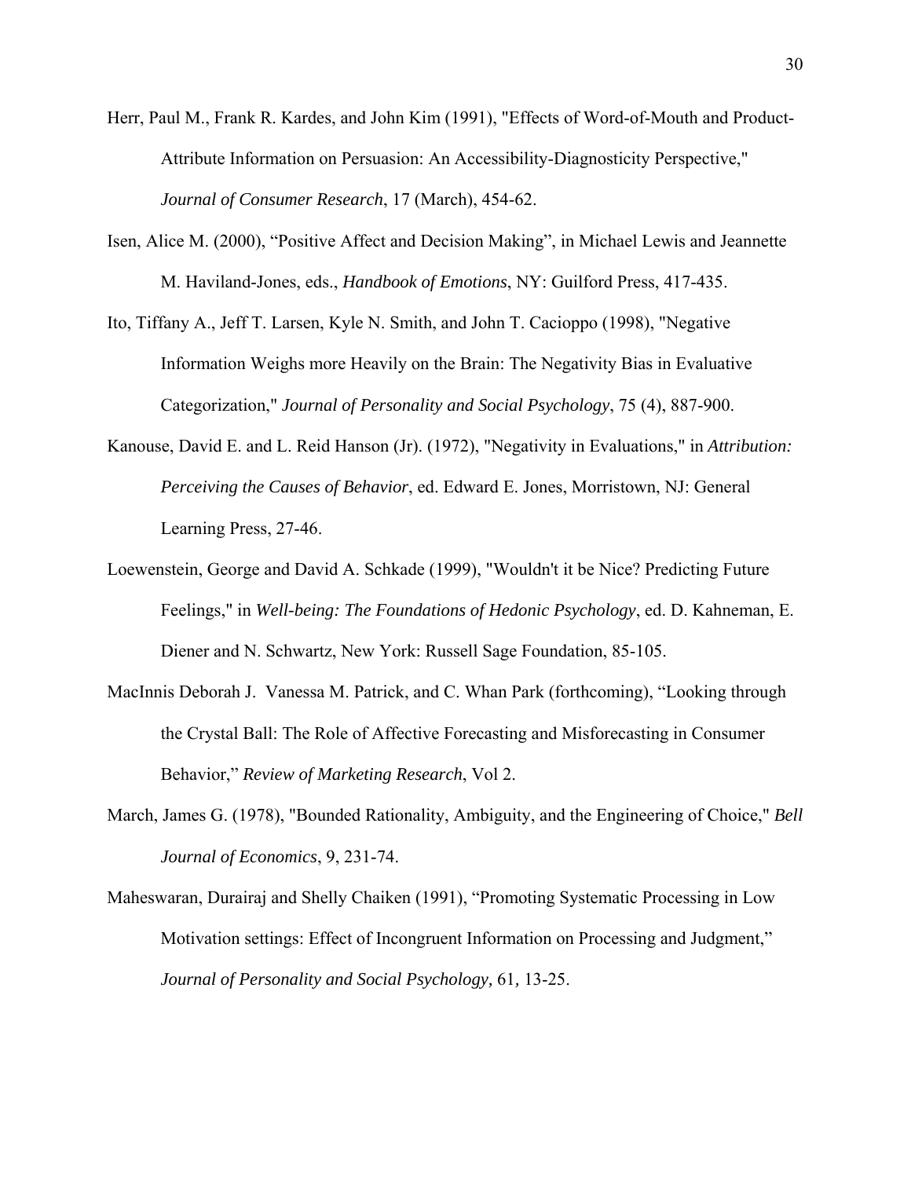Herr, Paul M., Frank R. Kardes, and John Kim (1991), "Effects of Word-of-Mouth and Product-Attribute Information on Persuasion: An Accessibility-Diagnosticity Perspective," *Journal of Consumer Research*, 17 (March), 454-62.

Isen, Alice M. (2000), "Positive Affect and Decision Making", in Michael Lewis and Jeannette M. Haviland-Jones, eds., *Handbook of Emotions*, NY: Guilford Press, 417-435.

Ito, Tiffany A., Jeff T. Larsen, Kyle N. Smith, and John T. Cacioppo (1998), "Negative Information Weighs more Heavily on the Brain: The Negativity Bias in Evaluative Categorization," *Journal of Personality and Social Psychology*, 75 (4), 887-900.

Kanouse, David E. and L. Reid Hanson (Jr). (1972), "Negativity in Evaluations," in *Attribution: Perceiving the Causes of Behavior*, ed. Edward E. Jones, Morristown, NJ: General Learning Press, 27-46.

Loewenstein, George and David A. Schkade (1999), "Wouldn't it be Nice? Predicting Future Feelings," in *Well-being: The Foundations of Hedonic Psychology*, ed. D. Kahneman, E. Diener and N. Schwartz, New York: Russell Sage Foundation, 85-105.

MacInnis Deborah J. Vanessa M. Patrick, and C. Whan Park (forthcoming), "Looking through the Crystal Ball: The Role of Affective Forecasting and Misforecasting in Consumer Behavior," *Review of Marketing Research*, Vol 2.

March, James G. (1978), "Bounded Rationality, Ambiguity, and the Engineering of Choice," *Bell Journal of Economics*, 9, 231-74.

Maheswaran, Durairaj and Shelly Chaiken (1991), "Promoting Systematic Processing in Low Motivation settings: Effect of Incongruent Information on Processing and Judgment," *Journal of Personality and Social Psychology,* 61*,* 13-25.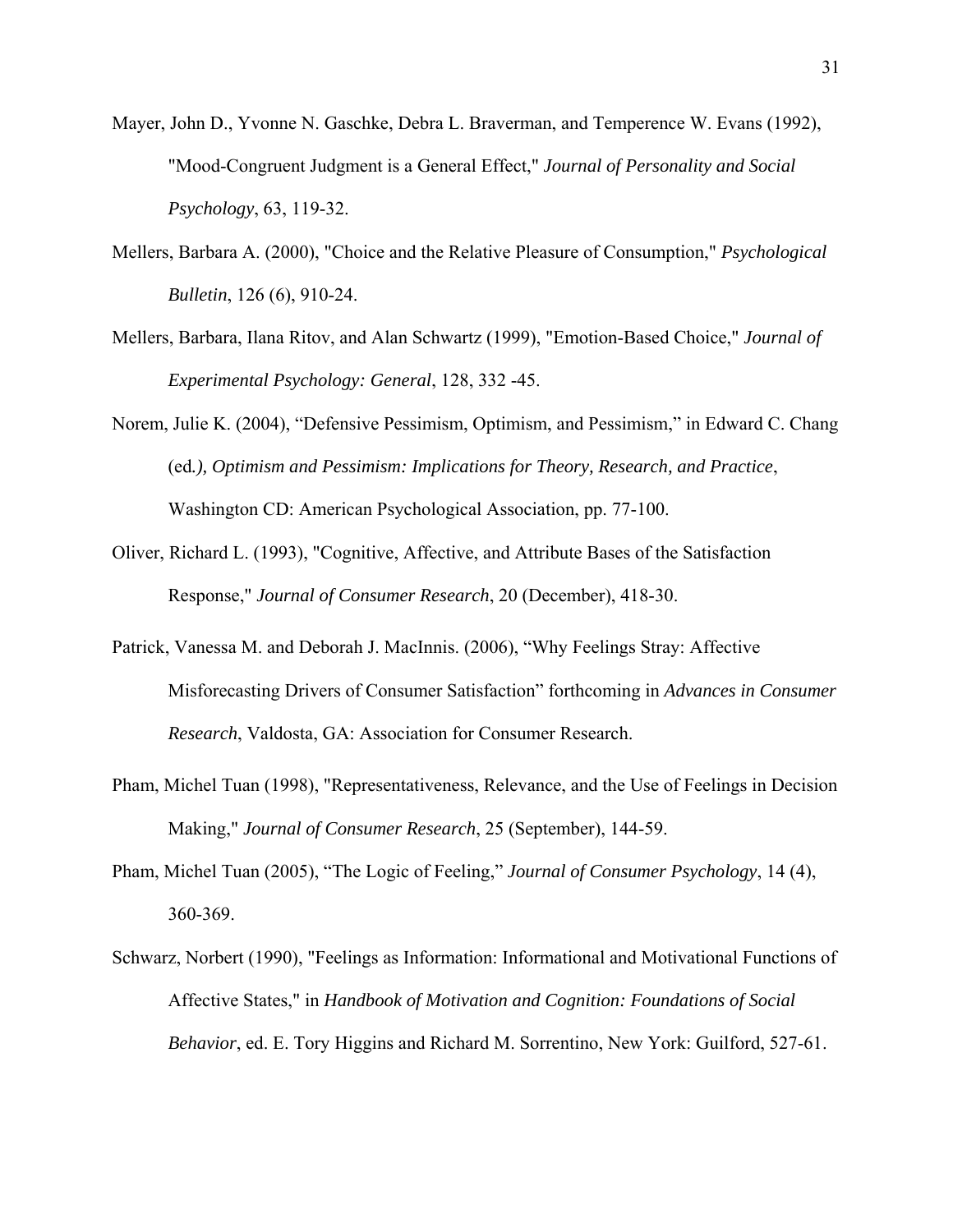Mayer, John D., Yvonne N. Gaschke, Debra L. Braverman, and Temperence W. Evans (1992), "Mood-Congruent Judgment is a General Effect," *Journal of Personality and Social Psychology*, 63, 119-32.

Mellers, Barbara A. (2000), "Choice and the Relative Pleasure of Consumption," *Psychological Bulletin*, 126 (6), 910-24.

Mellers, Barbara, Ilana Ritov, and Alan Schwartz (1999), "Emotion-Based Choice," *Journal of Experimental Psychology: General*, 128, 332 -45.

Norem, Julie K. (2004), "Defensive Pessimism, Optimism, and Pessimism," in Edward C. Chang (ed*.), Optimism and Pessimism: Implications for Theory, Research, and Practice*, Washington CD: American Psychological Association, pp. 77-100.

Oliver, Richard L. (1993), "Cognitive, Affective, and Attribute Bases of the Satisfaction Response," *Journal of Consumer Research*, 20 (December), 418-30.

Patrick, Vanessa M. and Deborah J. MacInnis. (2006), "Why Feelings Stray: Affective Misforecasting Drivers of Consumer Satisfaction" forthcoming in *Advances in Consumer Research*, Valdosta, GA: Association for Consumer Research.

Pham, Michel Tuan (1998), "Representativeness, Relevance, and the Use of Feelings in Decision Making," *Journal of Consumer Research*, 25 (September), 144-59.

Pham, Michel Tuan (2005), "The Logic of Feeling," *Journal of Consumer Psychology*, 14 (4), 360-369.

Schwarz, Norbert (1990), "Feelings as Information: Informational and Motivational Functions of Affective States," in *Handbook of Motivation and Cognition: Foundations of Social Behavior*, ed. E. Tory Higgins and Richard M. Sorrentino, New York: Guilford, 527-61.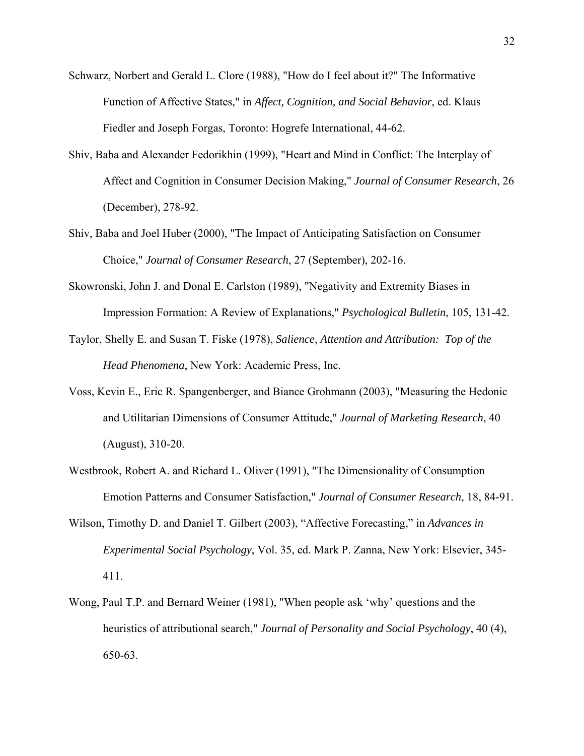Schwarz, Norbert and Gerald L. Clore (1988), "How do I feel about it?" The Informative Function of Affective States," in *Affect, Cognition, and Social Behavior*, ed. Klaus Fiedler and Joseph Forgas, Toronto: Hogrefe International, 44-62.

Shiv, Baba and Alexander Fedorikhin (1999), "Heart and Mind in Conflict: The Interplay of Affect and Cognition in Consumer Decision Making," *Journal of Consumer Research*, 26 (December), 278-92.

Shiv, Baba and Joel Huber (2000), "The Impact of Anticipating Satisfaction on Consumer Choice," *Journal of Consumer Research*, 27 (September), 202-16.

Skowronski, John J. and Donal E. Carlston (1989), "Negativity and Extremity Biases in Impression Formation: A Review of Explanations," *Psychological Bulletin*, 105, 131-42.

Taylor, Shelly E. and Susan T. Fiske (1978), *Salience, Attention and Attribution: Top of the Head Phenomena*, New York: Academic Press, Inc.

Voss, Kevin E., Eric R. Spangenberger, and Biance Grohmann (2003), "Measuring the Hedonic and Utilitarian Dimensions of Consumer Attitude," *Journal of Marketing Research*, 40 (August), 310-20.

Westbrook, Robert A. and Richard L. Oliver (1991), "The Dimensionality of Consumption Emotion Patterns and Consumer Satisfaction," *Journal of Consumer Research*, 18, 84-91.

Wilson, Timothy D. and Daniel T. Gilbert (2003), "Affective Forecasting," in *Advances in Experimental Social Psychology*, Vol. 35, ed. Mark P. Zanna, New York: Elsevier, 345-411.

Wong, Paul T.P. and Bernard Weiner (1981), "When people ask 'why' questions and the heuristics of attributional search," *Journal of Personality and Social Psychology*, 40 (4), 650-63.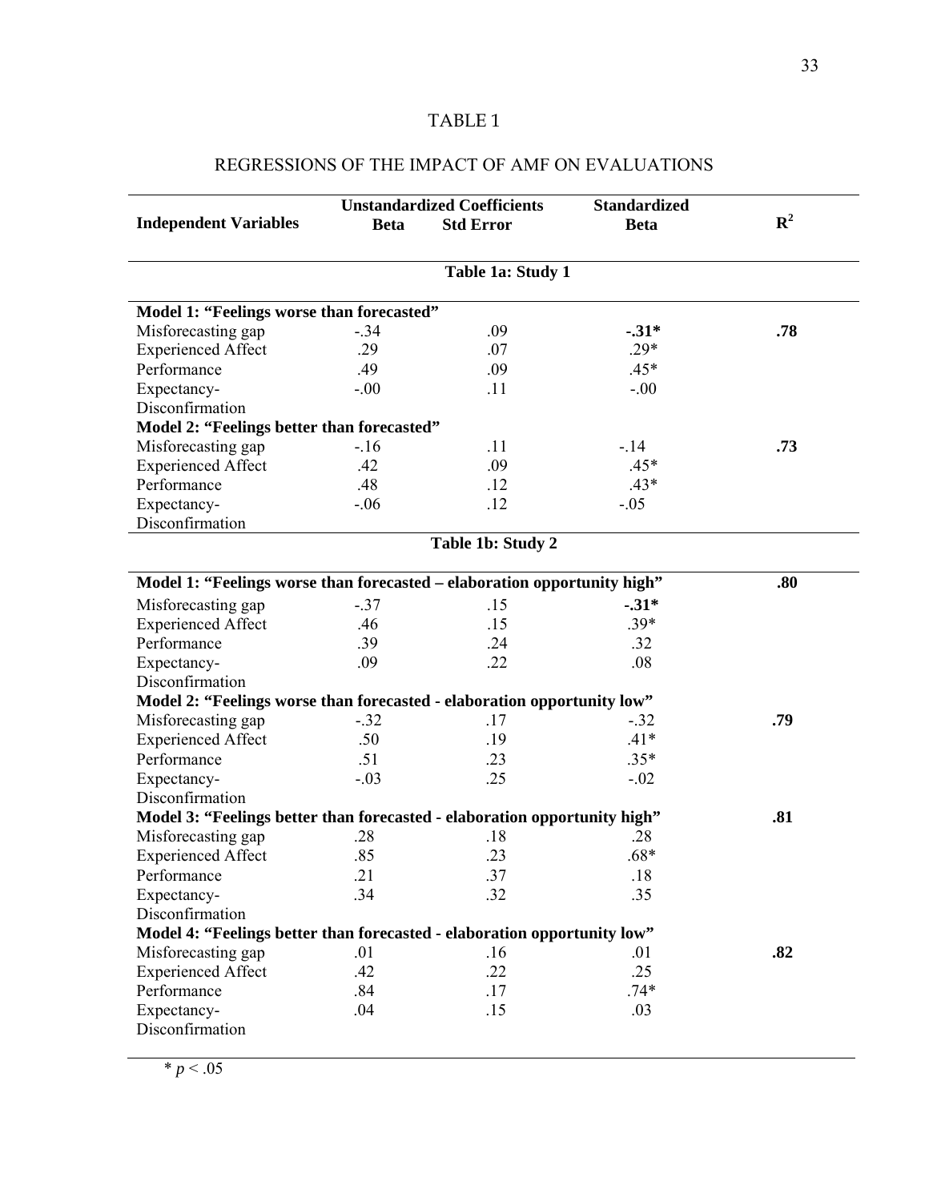TABLE 1

REGRESSIONS OF THE IMPACT OF AMF ON EVALUATIONS

| Independent Variables | Unstandardized Coefficients Beta | Std Error | Standardized Beta | $R^2$ |
|---|---|---|---|---|
| **Table 1a: Study 1** | | | | |
| **Model 1: "Feelings worse than forecasted"** | | | | |
| Misforecasting gap | -.34 | .09 | **-.31*** | **.78** |
| Experienced Affect | .29 | .07 | .29* | |
| Performance | .49 | .09 | .45* | |
| Expectancy-Disconfirmation | -.00 | .11 | -.00 | |
| **Model 2: "Feelings better than forecasted"** | | | | |
| Misforecasting gap | -.16 | .11 | -.14 | **.73** |
| Experienced Affect | .42 | .09 | .45* | |
| Performance | .48 | .12 | .43* | |
| Expectancy-Disconfirmation | -.06 | .12 | -.05 | |
| **Table 1b: Study 2** | | | | |
| **Model 1: "Feelings worse than forecasted – elaboration opportunity high"** | | | | **.80** |
| Misforecasting gap | -.37 | .15 | **-.31*** | |
| Experienced Affect | .46 | .15 | .39* | |
| Performance | .39 | .24 | .32 | |
| Expectancy-Disconfirmation | .09 | .22 | .08 | |
| **Model 2: "Feelings worse than forecasted - elaboration opportunity low"** | | | | |
| Misforecasting gap | -.32 | .17 | -.32 | **.79** |
| Experienced Affect | .50 | .19 | .41* | |
| Performance | .51 | .23 | .35* | |
| Expectancy-Disconfirmation | -.03 | .25 | -.02 | |
| **Model 3: "Feelings better than forecasted - elaboration opportunity high"** | | | | **.81** |
| Misforecasting gap | .28 | .18 | .28 | |
| Experienced Affect | .85 | .23 | .68* | |
| Performance | .21 | .37 | .18 | |
| Expectancy-Disconfirmation | .34 | .32 | .35 | |
| **Model 4: "Feelings better than forecasted - elaboration opportunity low"** | | | | |
| Misforecasting gap | .01 | .16 | .01 | **.82** |
| Experienced Affect | .42 | .22 | .25 | |
| Performance | .84 | .17 | .74* | |
| Expectancy-Disconfirmation | .04 | .15 | .03 | |

* $p < .05$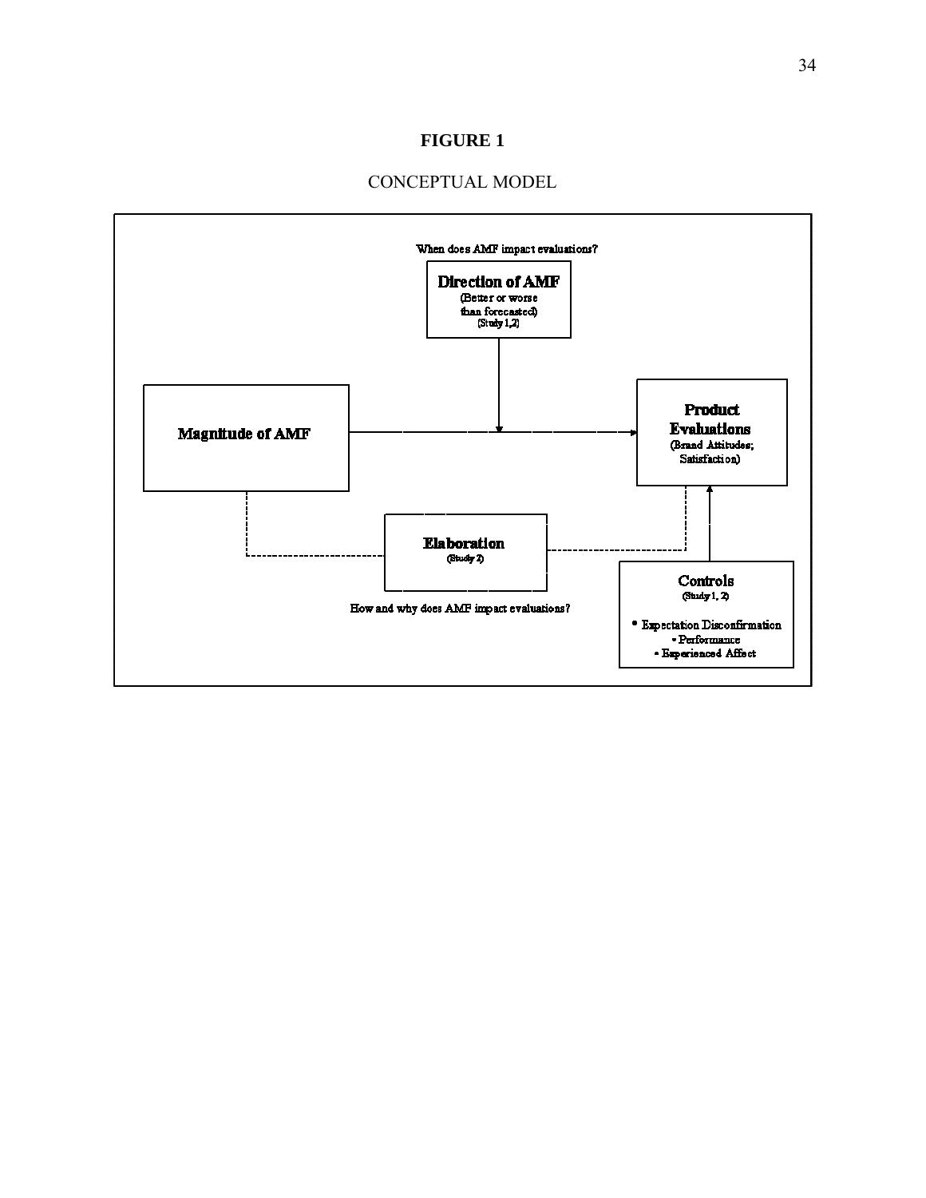**FIGURE 1**

CONCEPTUAL MODEL

When does AMF impact evaluations?

**Direction of AMF**
(Better or worse than forecasted)
(Study 1,2)

**Magnitude of AMF**

**Product Evaluations**
(Brand Attitudes; Satisfaction)

**Elaboration**
(Study 2)

How and why does AMF impact evaluations?

**Controls**
(Study 1, 2)

- Expectation Disconfirmation
- Performance
- Experienced Affect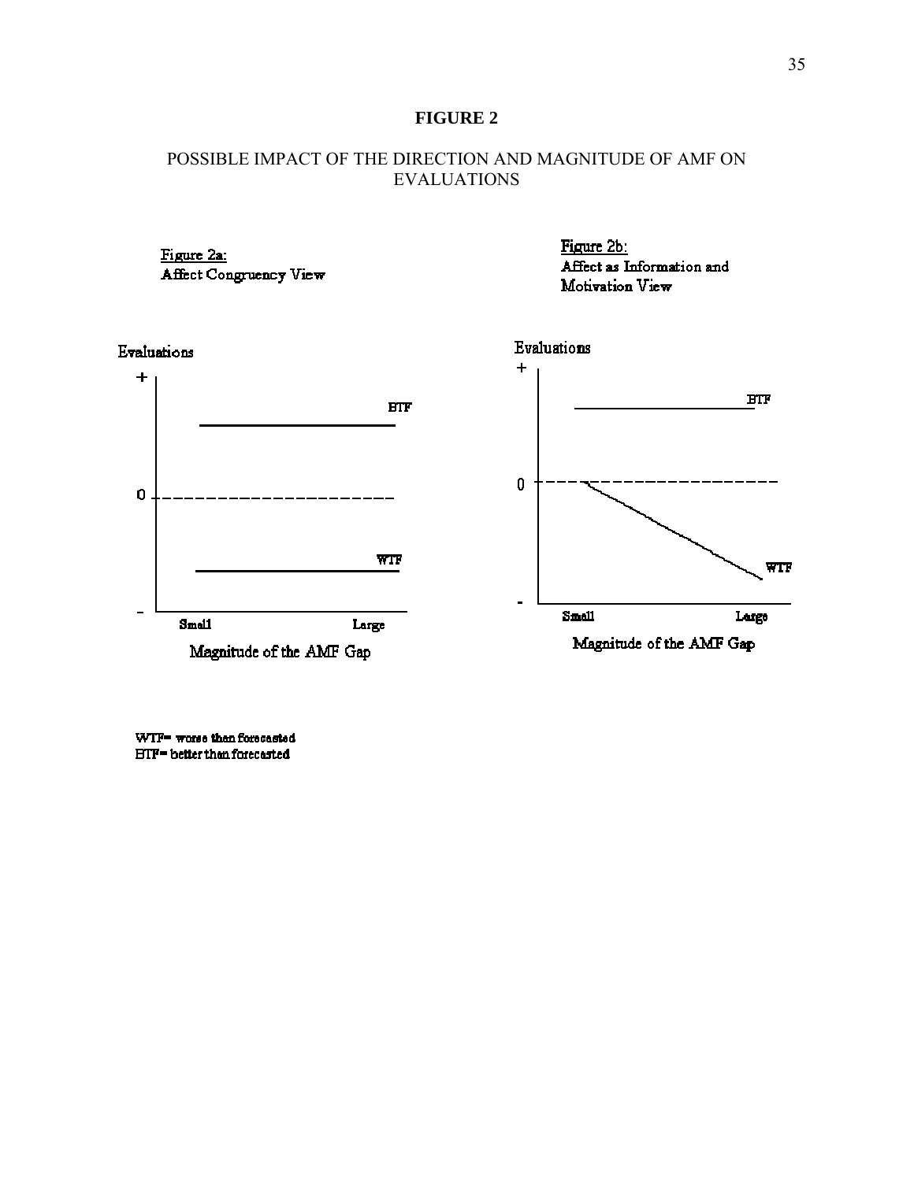**FIGURE 2**

POSSIBLE IMPACT OF THE DIRECTION AND MAGNITUDE OF AMF ON EVALUATIONS

Figure 2a:
Affect Congruency View

Figure 2b:
Affect as Information and Motivation View

Evaluations

+

0

-

BTF

WTF

Small Large

Magnitude of the AMF Gap

WTF= worse than forecasted
BTF= better than forecasted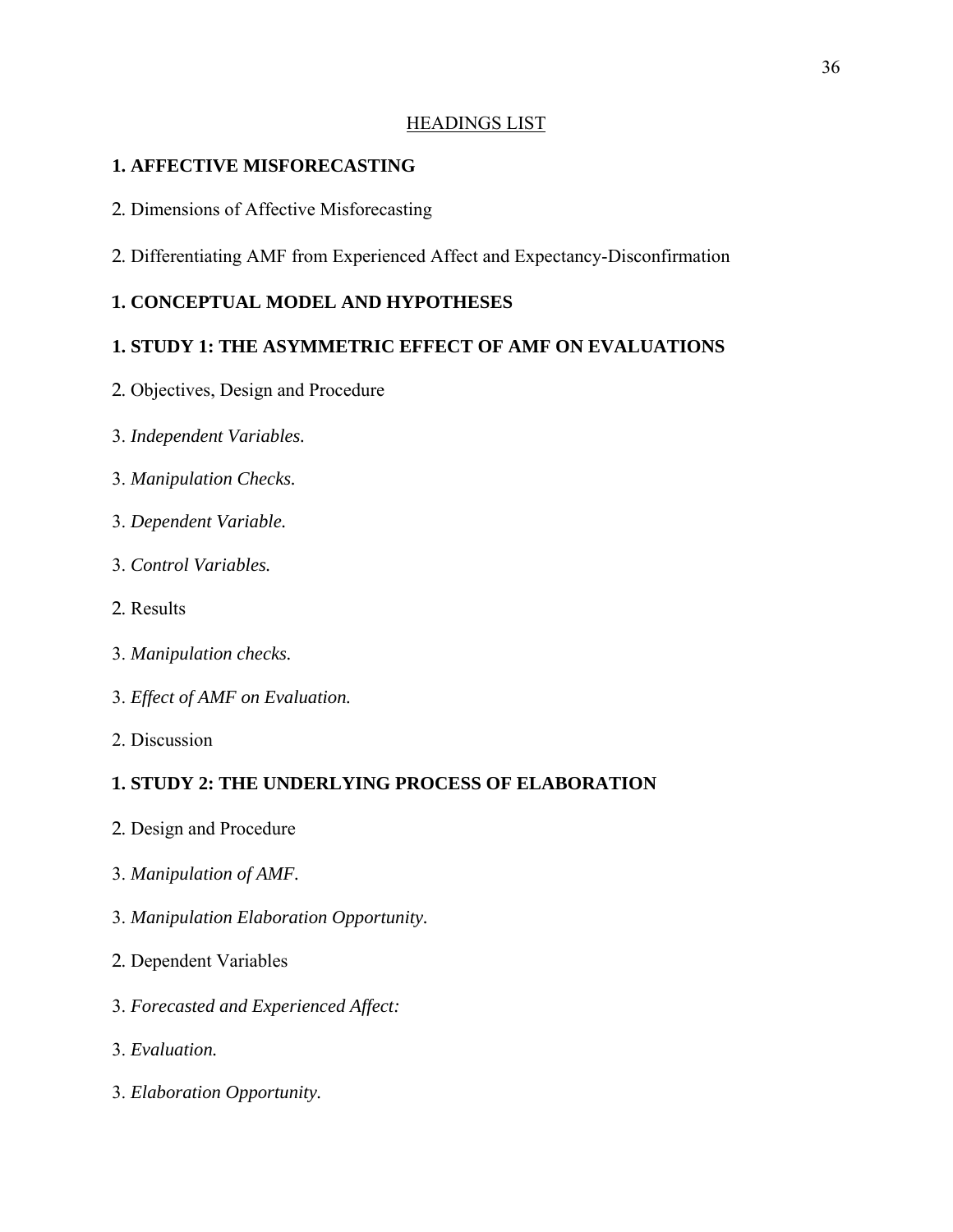HEADINGS LIST

**1. AFFECTIVE MISFORECASTING**

2. Dimensions of Affective Misforecasting

2. Differentiating AMF from Experienced Affect and Expectancy-Disconfirmation

**1. CONCEPTUAL MODEL AND HYPOTHESES**

**1. STUDY 1: THE ASYMMETRIC EFFECT OF AMF ON EVALUATIONS**

2. Objectives, Design and Procedure

3. *Independent Variables.*

3. *Manipulation Checks.*

3. *Dependent Variable.*

3. *Control Variables.*

2. Results

3. *Manipulation checks.*

3. *Effect of AMF on Evaluation.*

2. Discussion

**1. STUDY 2: THE UNDERLYING PROCESS OF ELABORATION**

2. Design and Procedure

3. *Manipulation of AMF.*

3. *Manipulation Elaboration Opportunity.*

2. Dependent Variables

3. *Forecasted and Experienced Affect:*

3. *Evaluation.*

3. *Elaboration Opportunity.*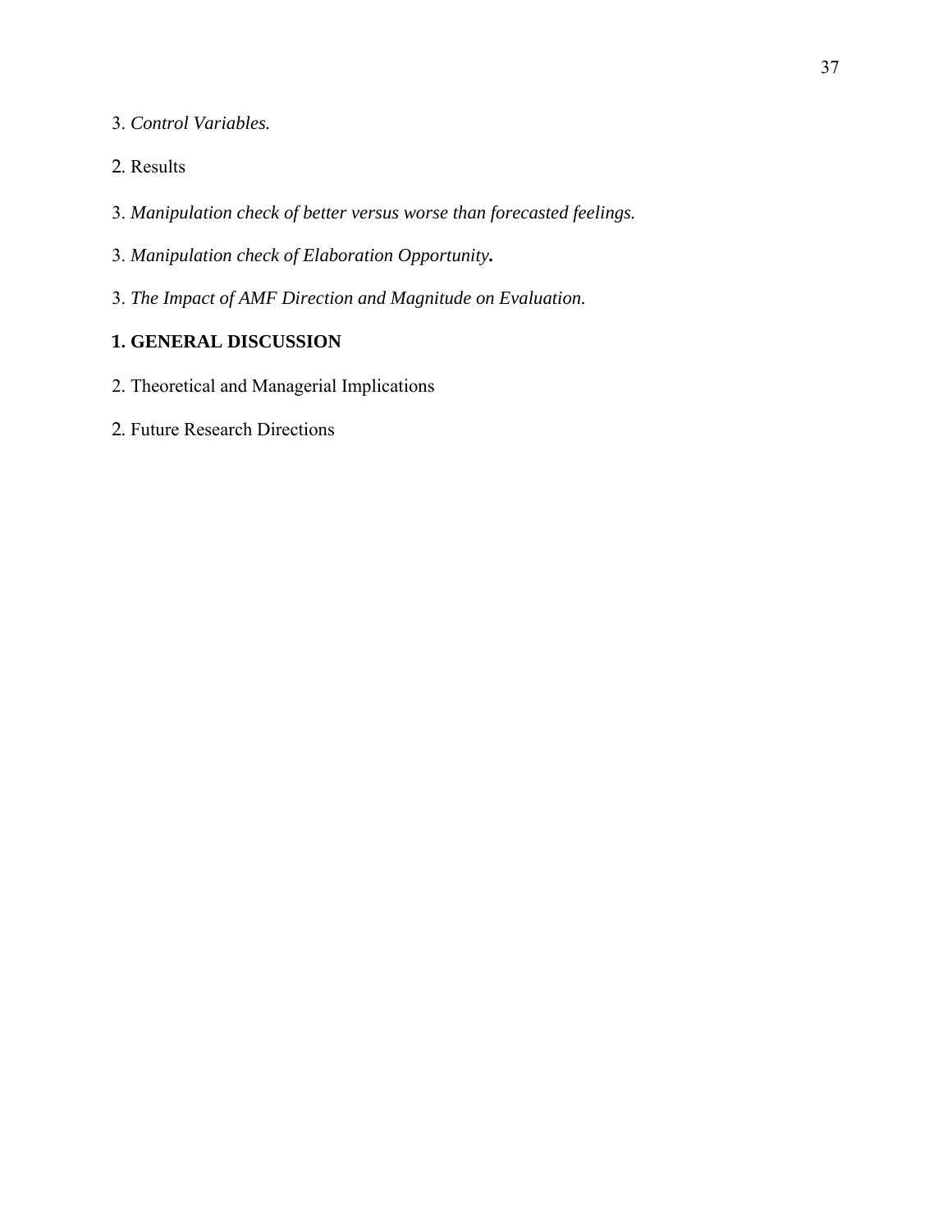3. *Control Variables.*

2. Results

3. *Manipulation check of better versus worse than forecasted feelings.*

3. *Manipulation check of Elaboration Opportunity.*

3. *The Impact of AMF Direction and Magnitude on Evaluation.*

**1. GENERAL DISCUSSION**

2. Theoretical and Managerial Implications

2. Future Research Directions